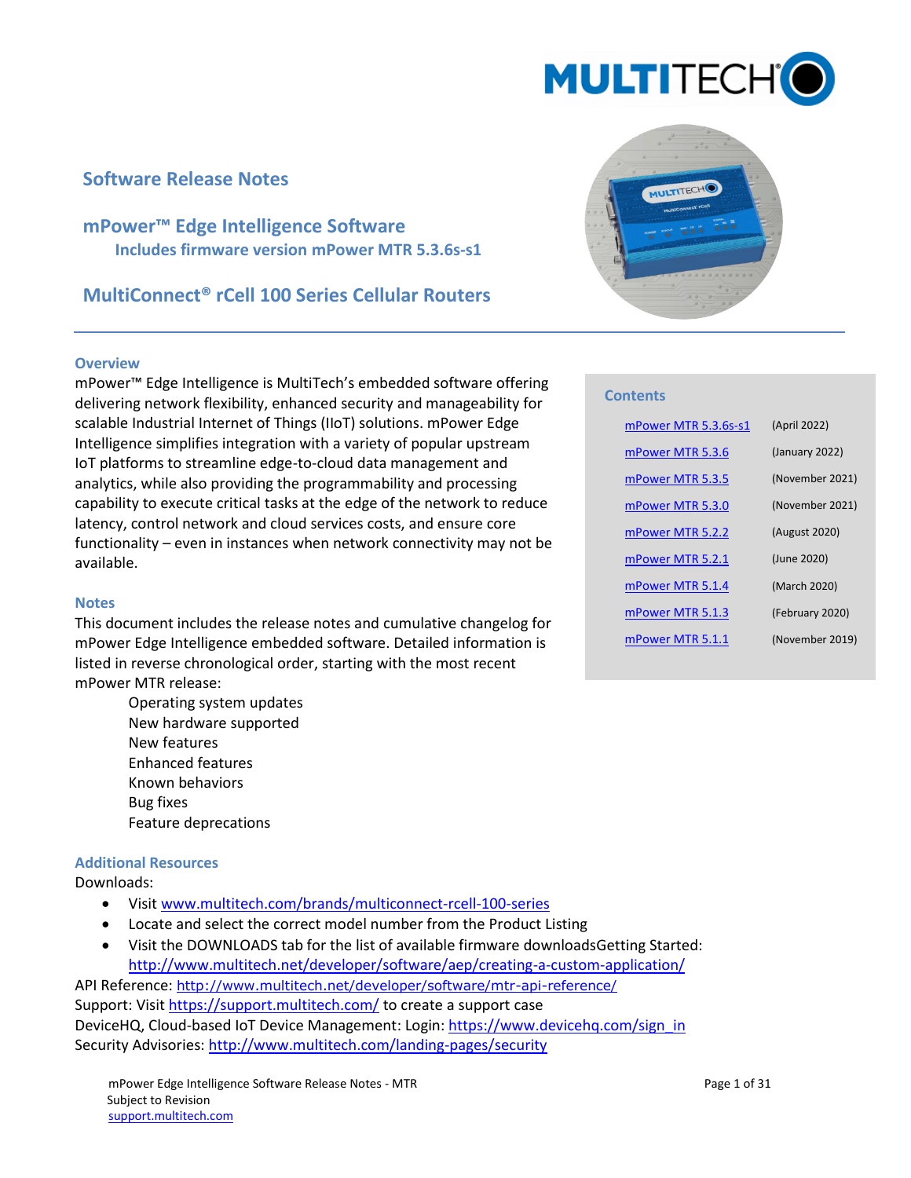# Software Release Notes

## mPower™ Edge Intelligence Software

### Includes firmware version mPower MTR 5.3.6s-s1

## MultiConnect® rCell 100 Series Cellular Routers

### Contents

| | |
|---|---|
| mPower MTR 5.3.6s-s1 | (April 2022) |
| mPower MTR 5.3.6 | (January 2022) |
| mPower MTR 5.3.5 | (November 2021) |
| mPower MTR 5.3.0 | (November 2021) |
| mPower MTR 5.2.2 | (August 2020) |
| mPower MTR 5.2.1 | (June 2020) |
| mPower MTR 5.1.4 | (March 2020) |
| mPower MTR 5.1.3 | (February 2020) |
| mPower MTR 5.1.1 | (November 2019) |

### Overview

mPower™ Edge Intelligence is MultiTech's embedded software offering delivering network flexibility, enhanced security and manageability for scalable Industrial Internet of Things (IIoT) solutions. mPower Edge Intelligence simplifies integration with a variety of popular upstream IoT platforms to streamline edge-to-cloud data management and analytics, while also providing the programmability and processing capability to execute critical tasks at the edge of the network to reduce latency, control network and cloud services costs, and ensure core functionality – even in instances when network connectivity may not be available.

### Notes

This document includes the release notes and cumulative changelog for mPower Edge Intelligence embedded software. Detailed information is listed in reverse chronological order, starting with the most recent mPower MTR release:

- Operating system updates
- New hardware supported
- New features
- Enhanced features
- Known behaviors
- Bug fixes
- Feature deprecations

### Additional Resources

Downloads:

- Visit www.multitech.com/brands/multiconnect-rcell-100-series
- Locate and select the correct model number from the Product Listing
- Visit the DOWNLOADS tab for the list of available firmware downloadsGetting Started: http://www.multitech.net/developer/software/aep/creating-a-custom-application/

API Reference: http://www.multitech.net/developer/software/mtr-api-reference/
Support: Visit https://support.multitech.com/ to create a support case
DeviceHQ, Cloud-based IoT Device Management: Login: https://www.devicehq.com/sign_in
Security Advisories: http://www.multitech.com/landing-pages/security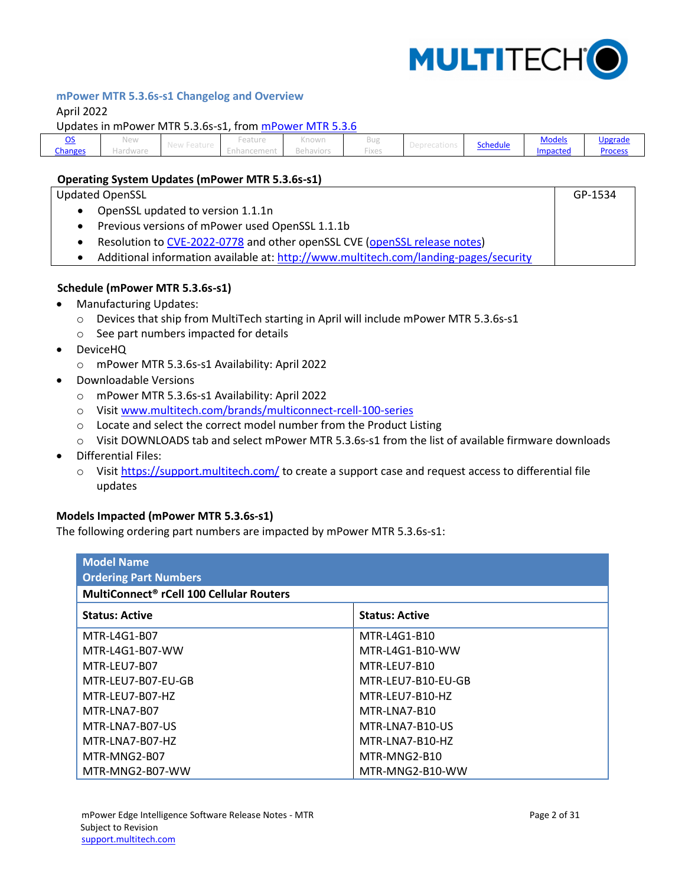## mPower MTR 5.3.6s-s1 Changelog and Overview

April 2022

Updates in mPower MTR 5.3.6s-s1, from mPower MTR 5.3.6

| OS Changes | New Hardware | New Feature | Feature Enhancement | Known Behaviors | Bug Fixes | Deprecations | Schedule | Models Impacted | Upgrade Process |
|---|---|---|---|---|---|---|---|---|---|

### Operating System Updates (mPower MTR 5.3.6s-s1)

| Updated OpenSSL | GP-1534 |
|---|---|
| • OpenSSL updated to version 1.1.1n<br>• Previous versions of mPower used OpenSSL 1.1.1b<br>• Resolution to CVE-2022-0778 and other openSSL CVE (openSSL release notes)<br>• Additional information available at: http://www.multitech.com/landing-pages/security | |

### Schedule (mPower MTR 5.3.6s-s1)

- Manufacturing Updates:
  - Devices that ship from MultiTech starting in April will include mPower MTR 5.3.6s-s1
  - See part numbers impacted for details
- DeviceHQ
  - mPower MTR 5.3.6s-s1 Availability: April 2022
- Downloadable Versions
  - mPower MTR 5.3.6s-s1 Availability: April 2022
  - Visit www.multitech.com/brands/multiconnect-rcell-100-series
  - Locate and select the correct model number from the Product Listing
  - Visit DOWNLOADS tab and select mPower MTR 5.3.6s-s1 from the list of available firmware downloads
- Differential Files:
  - Visit https://support.multitech.com/ to create a support case and request access to differential file updates

### Models Impacted (mPower MTR 5.3.6s-s1)

The following ordering part numbers are impacted by mPower MTR 5.3.6s-s1:

| **Model Name**<br>**Ordering Part Numbers** | |
|---|---|
| **MultiConnect® rCell 100 Cellular Routers** | |
| **Status: Active** | **Status: Active** |
| MTR-L4G1-B07 | MTR-L4G1-B10 |
| MTR-L4G1-B07-WW | MTR-L4G1-B10-WW |
| MTR-LEU7-B07 | MTR-LEU7-B10 |
| MTR-LEU7-B07-EU-GB | MTR-LEU7-B10-EU-GB |
| MTR-LEU7-B07-HZ | MTR-LEU7-B10-HZ |
| MTR-LNA7-B07 | MTR-LNA7-B10 |
| MTR-LNA7-B07-US | MTR-LNA7-B10-US |
| MTR-LNA7-B07-HZ | MTR-LNA7-B10-HZ |
| MTR-MNG2-B07 | MTR-MNG2-B10 |
| MTR-MNG2-B07-WW | MTR-MNG2-B10-WW |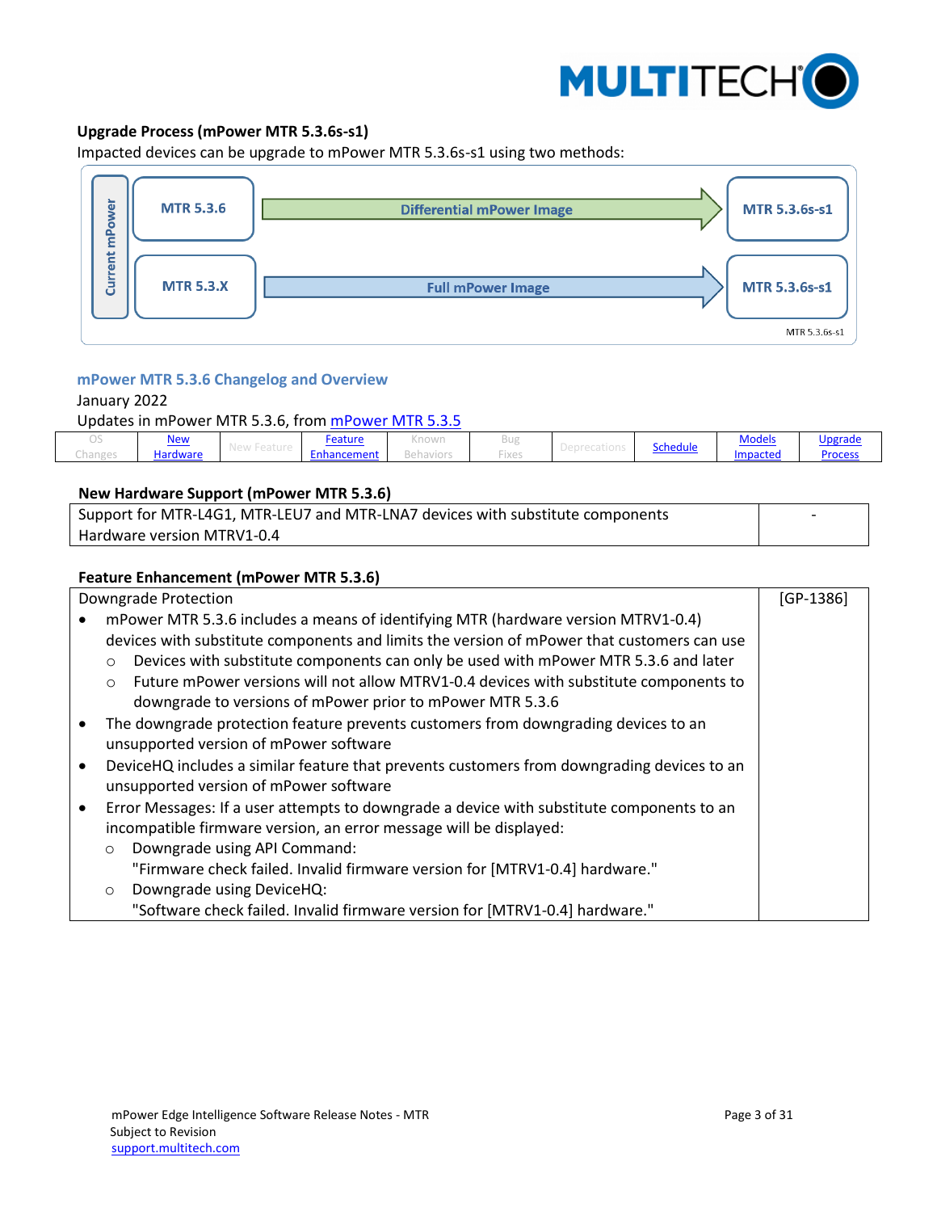### Upgrade Process (mPower MTR 5.3.6s-s1)

Impacted devices can be upgrade to mPower MTR 5.3.6s-s1 using two methods:

| Current mPower | | |
|---|---|---|
| MTR 5.3.6 | Differential mPower Image → | MTR 5.3.6s-s1 |
| MTR 5.3.X | Full mPower Image → | MTR 5.3.6s-s1 |

MTR 5.3.6s-s1

## mPower MTR 5.3.6 Changelog and Overview

January 2022

Updates in mPower MTR 5.3.6, from mPower MTR 5.3.5

| OS Changes | New Hardware | New Feature | Feature Enhancement | Known Behaviors | Bug Fixes | Deprecations | Schedule | Models Impacted | Upgrade Process |
|---|---|---|---|---|---|---|---|---|---|

### New Hardware Support (mPower MTR 5.3.6)

| | |
|---|---|
| Support for MTR-L4G1, MTR-LEU7 and MTR-LNA7 devices with substitute components<br>Hardware version MTRV1-0.4 | - |

### Feature Enhancement (mPower MTR 5.3.6)

| | |
|---|---|
| Downgrade Protection<br>• mPower MTR 5.3.6 includes a means of identifying MTR (hardware version MTRV1-0.4) devices with substitute components and limits the version of mPower that customers can use<br>&nbsp;&nbsp;○ Devices with substitute components can only be used with mPower MTR 5.3.6 and later<br>&nbsp;&nbsp;○ Future mPower versions will not allow MTRV1-0.4 devices with substitute components to downgrade to versions of mPower prior to mPower MTR 5.3.6<br>• The downgrade protection feature prevents customers from downgrading devices to an unsupported version of mPower software<br>• DeviceHQ includes a similar feature that prevents customers from downgrading devices to an unsupported version of mPower software<br>• Error Messages: If a user attempts to downgrade a device with substitute components to an incompatible firmware version, an error message will be displayed:<br>&nbsp;&nbsp;○ Downgrade using API Command:<br>&nbsp;&nbsp;&nbsp;&nbsp;"Firmware check failed. Invalid firmware version for [MTRV1-0.4] hardware."<br>&nbsp;&nbsp;○ Downgrade using DeviceHQ:<br>&nbsp;&nbsp;&nbsp;&nbsp;"Software check failed. Invalid firmware version for [MTRV1-0.4] hardware." | [GP-1386] |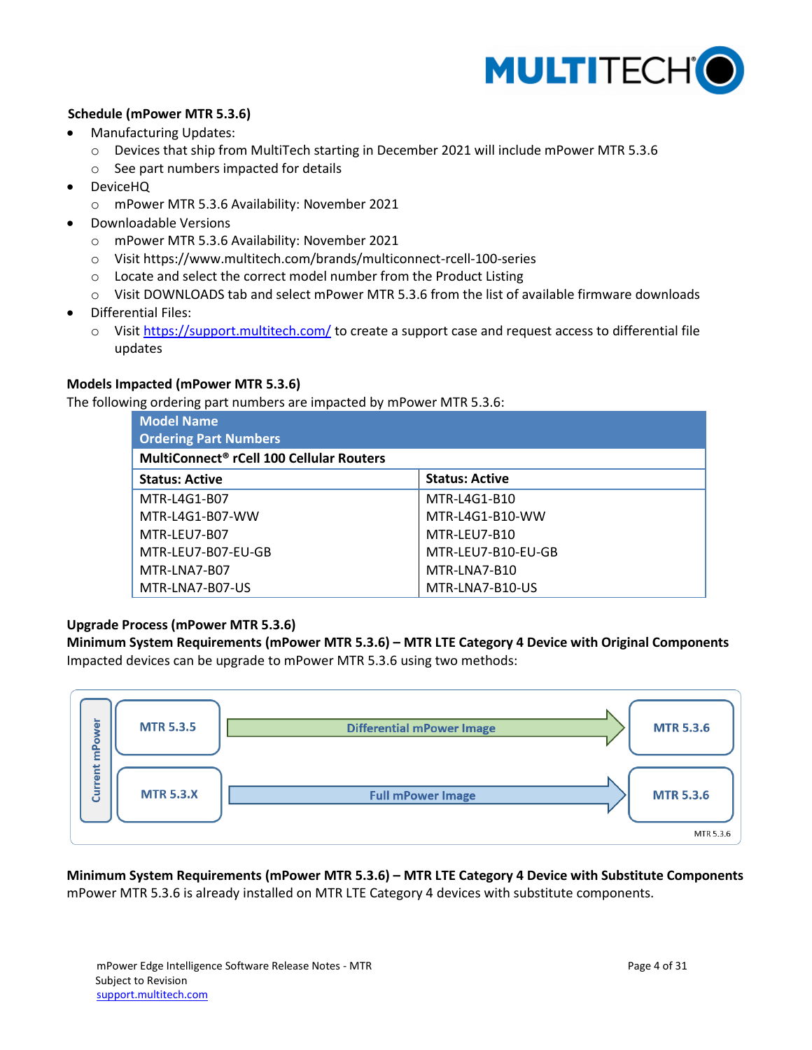**Schedule (mPower MTR 5.3.6)**

- Manufacturing Updates:
  - Devices that ship from MultiTech starting in December 2021 will include mPower MTR 5.3.6
  - See part numbers impacted for details
- DeviceHQ
  - mPower MTR 5.3.6 Availability: November 2021
- Downloadable Versions
  - mPower MTR 5.3.6 Availability: November 2021
  - Visit https://www.multitech.com/brands/multiconnect-rcell-100-series
  - Locate and select the correct model number from the Product Listing
  - Visit DOWNLOADS tab and select mPower MTR 5.3.6 from the list of available firmware downloads
- Differential Files:
  - Visit [https://support.multitech.com/](https://support.multitech.com/) to create a support case and request access to differential file updates

**Models Impacted (mPower MTR 5.3.6)**

The following ordering part numbers are impacted by mPower MTR 5.3.6:

| Model Name<br>Ordering Part Numbers | |
|---|---|
| **MultiConnect® rCell 100 Cellular Routers** | |
| **Status: Active** | **Status: Active** |
| MTR-L4G1-B07 | MTR-L4G1-B10 |
| MTR-L4G1-B07-WW | MTR-L4G1-B10-WW |
| MTR-LEU7-B07 | MTR-LEU7-B10 |
| MTR-LEU7-B07-EU-GB | MTR-LEU7-B10-EU-GB |
| MTR-LNA7-B07 | MTR-LNA7-B10 |
| MTR-LNA7-B07-US | MTR-LNA7-B10-US |

**Upgrade Process (mPower MTR 5.3.6)**

**Minimum System Requirements (mPower MTR 5.3.6) – MTR LTE Category 4 Device with Original Components**

Impacted devices can be upgrade to mPower MTR 5.3.6 using two methods:

| Current mPower | Method | Result |
|---|---|---|
| MTR 5.3.5 | Differential mPower Image | MTR 5.3.6 |
| MTR 5.3.X | Full mPower Image | MTR 5.3.6 |

MTR 5.3.6

**Minimum System Requirements (mPower MTR 5.3.6) – MTR LTE Category 4 Device with Substitute Components**

mPower MTR 5.3.6 is already installed on MTR LTE Category 4 devices with substitute components.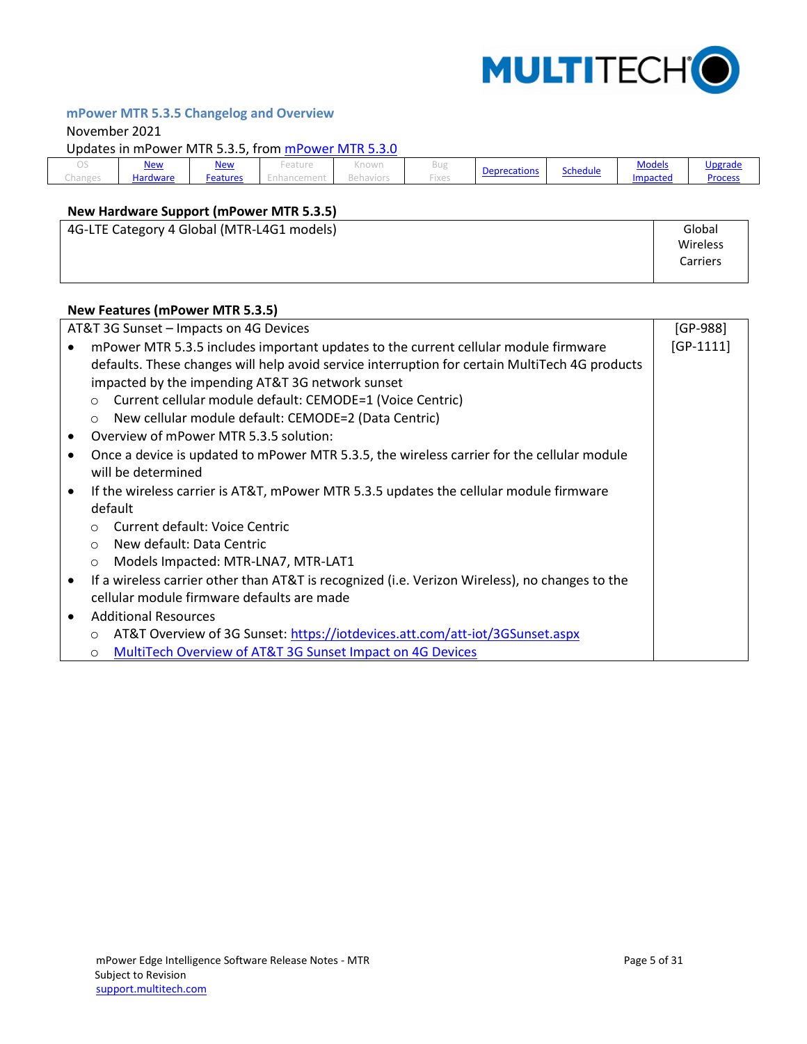## mPower MTR 5.3.5 Changelog and Overview

November 2021

Updates in mPower MTR 5.3.5, from mPower MTR 5.3.0

| OS Changes | New Hardware | New Features | Feature Enhancement | Known Behaviors | Bug Fixes | Deprecations | Schedule | Models Impacted | Upgrade Process |
|---|---|---|---|---|---|---|---|---|---|

### New Hardware Support (mPower MTR 5.3.5)

| 4G-LTE Category 4 Global (MTR-L4G1 models) | Global Wireless Carriers |
|---|---|

### New Features (mPower MTR 5.3.5)

| AT&T 3G Sunset – Impacts on 4G Devices | [GP-988] [GP-1111] |
|---|---|
| • mPower MTR 5.3.5 includes important updates to the current cellular module firmware defaults. These changes will help avoid service interruption for certain MultiTech 4G products impacted by the impending AT&T 3G network sunset<br>  ○ Current cellular module default: CEMODE=1 (Voice Centric)<br>  ○ New cellular module default: CEMODE=2 (Data Centric)<br>• Overview of mPower MTR 5.3.5 solution:<br>• Once a device is updated to mPower MTR 5.3.5, the wireless carrier for the cellular module will be determined<br>• If the wireless carrier is AT&T, mPower MTR 5.3.5 updates the cellular module firmware default<br>  ○ Current default: Voice Centric<br>  ○ New default: Data Centric<br>  ○ Models Impacted: MTR-LNA7, MTR-LAT1<br>• If a wireless carrier other than AT&T is recognized (i.e. Verizon Wireless), no changes to the cellular module firmware defaults are made<br>• Additional Resources<br>  ○ AT&T Overview of 3G Sunset: https://iotdevices.att.com/att-iot/3GSunset.aspx<br>  ○ MultiTech Overview of AT&T 3G Sunset Impact on 4G Devices | |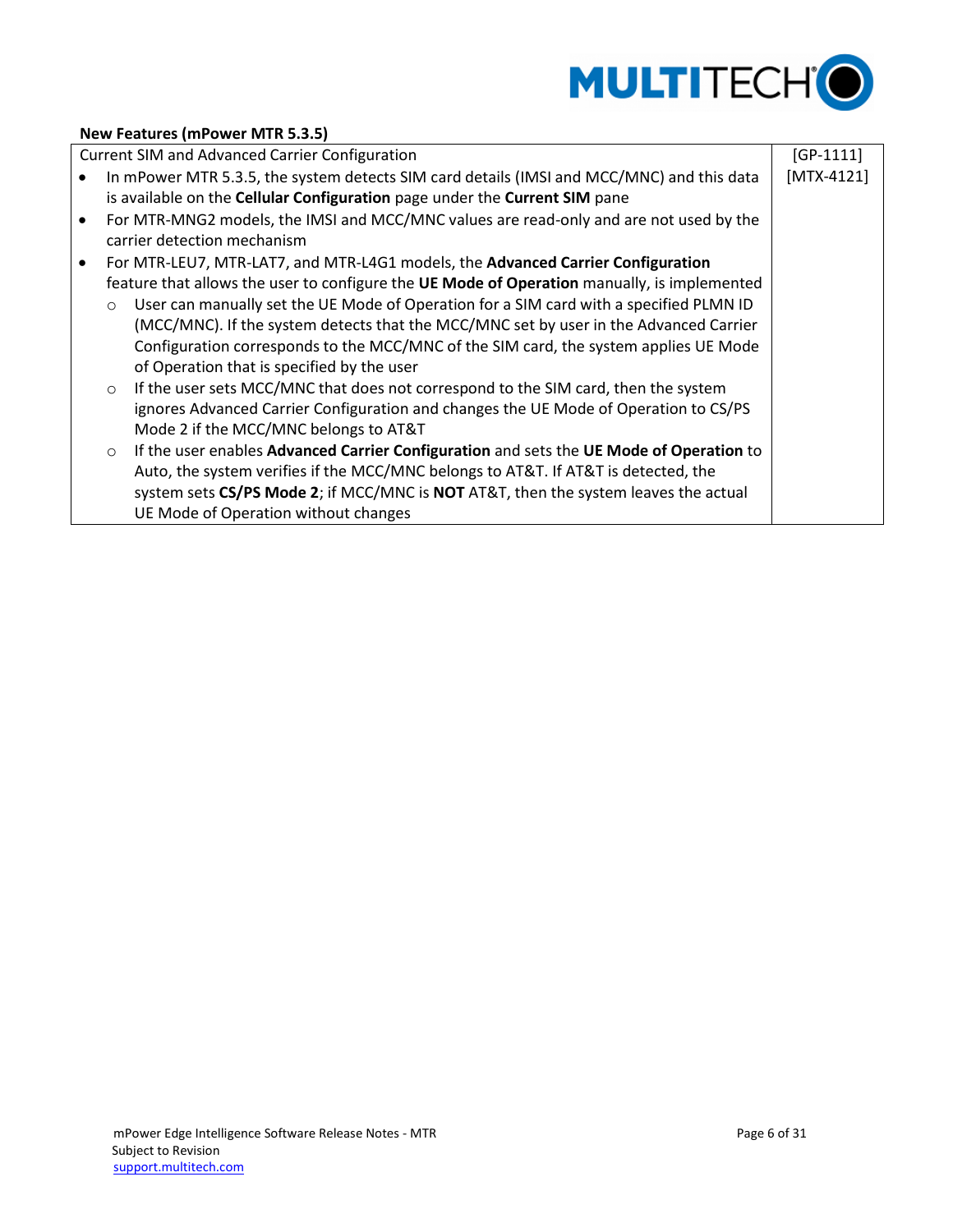**New Features (mPower MTR 5.3.5)**

| Current SIM and Advanced Carrier Configuration | [GP-1111] [MTX-4121] |
|---|---|
| • In mPower MTR 5.3.5, the system detects SIM card details (IMSI and MCC/MNC) and this data is available on the **Cellular Configuration** page under the **Current SIM** pane<br>• For MTR-MNG2 models, the IMSI and MCC/MNC values are read-only and are not used by the carrier detection mechanism<br>• For MTR-LEU7, MTR-LAT7, and MTR-L4G1 models, the **Advanced Carrier Configuration** feature that allows the user to configure the **UE Mode of Operation** manually, is implemented<br>  ○ User can manually set the UE Mode of Operation for a SIM card with a specified PLMN ID (MCC/MNC). If the system detects that the MCC/MNC set by user in the Advanced Carrier Configuration corresponds to the MCC/MNC of the SIM card, the system applies UE Mode of Operation that is specified by the user<br>  ○ If the user sets MCC/MNC that does not correspond to the SIM card, then the system ignores Advanced Carrier Configuration and changes the UE Mode of Operation to CS/PS Mode 2 if the MCC/MNC belongs to AT&T<br>  ○ If the user enables **Advanced Carrier Configuration** and sets the **UE Mode of Operation** to Auto, the system verifies if the MCC/MNC belongs to AT&T. If AT&T is detected, the system sets **CS/PS Mode 2**; if MCC/MNC is **NOT** AT&T, then the system leaves the actual UE Mode of Operation without changes | |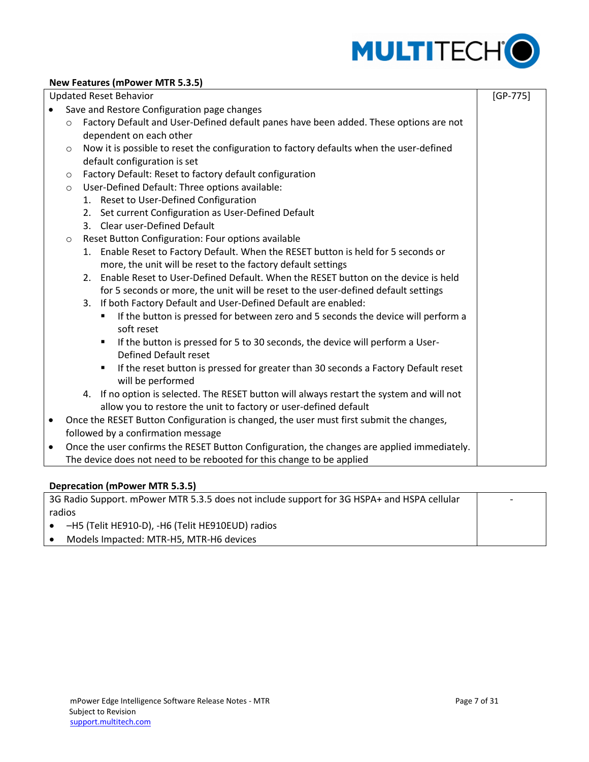**New Features (mPower MTR 5.3.5)**

| Updated Reset Behavior | [GP-775] |
|---|---|
| • Save and Restore Configuration page changes<br>  ○ Factory Default and User-Defined default panes have been added. These options are not dependent on each other<br>  ○ Now it is possible to reset the configuration to factory defaults when the user-defined default configuration is set<br>  ○ Factory Default: Reset to factory default configuration<br>  ○ User-Defined Default: Three options available:<br>    1. Reset to User-Defined Configuration<br>    2. Set current Configuration as User-Defined Default<br>    3. Clear user-Defined Default<br>  ○ Reset Button Configuration: Four options available<br>    1. Enable Reset to Factory Default. When the RESET button is held for 5 seconds or more, the unit will be reset to the factory default settings<br>    2. Enable Reset to User-Defined Default. When the RESET button on the device is held for 5 seconds or more, the unit will be reset to the user-defined default settings<br>    3. If both Factory Default and User-Defined Default are enabled:<br>      ▪ If the button is pressed for between zero and 5 seconds the device will perform a soft reset<br>      ▪ If the button is pressed for 5 to 30 seconds, the device will perform a User-Defined Default reset<br>      ▪ If the reset button is pressed for greater than 30 seconds a Factory Default reset will be performed<br>    4. If no option is selected. The RESET button will always restart the system and will not allow you to restore the unit to factory or user-defined default<br>• Once the RESET Button Configuration is changed, the user must first submit the changes, followed by a confirmation message<br>• Once the user confirms the RESET Button Configuration, the changes are applied immediately. The device does not need to be rebooted for this change to be applied | |

**Deprecation (mPower MTR 5.3.5)**

| 3G Radio Support. mPower MTR 5.3.5 does not include support for 3G HSPA+ and HSPA cellular radios | - |
|---|---|
| • –H5 (Telit HE910-D), -H6 (Telit HE910EUD) radios<br>• Models Impacted: MTR-H5, MTR-H6 devices | |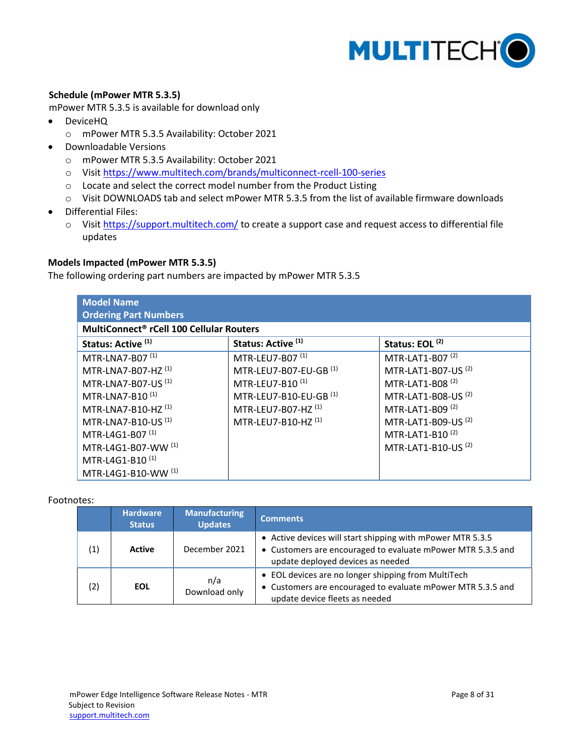**Schedule (mPower MTR 5.3.5)**

mPower MTR 5.3.5 is available for download only

- DeviceHQ
  - mPower MTR 5.3.5 Availability: October 2021
- Downloadable Versions
  - mPower MTR 5.3.5 Availability: October 2021
  - Visit https://www.multitech.com/brands/multiconnect-rcell-100-series
  - Locate and select the correct model number from the Product Listing
  - Visit DOWNLOADS tab and select mPower MTR 5.3.5 from the list of available firmware downloads
- Differential Files:
  - Visit https://support.multitech.com/ to create a support case and request access to differential file updates

**Models Impacted (mPower MTR 5.3.5)**

The following ordering part numbers are impacted by mPower MTR 5.3.5

| Model Name<br>Ordering Part Numbers | | |
|---|---|---|
| **MultiConnect® rCell 100 Cellular Routers** | | |
| **Status: Active [1]** | **Status: Active [1]** | **Status: EOL [2]** |
| MTR-LNA7-B07 [1] | MTR-LEU7-B07 [1] | MTR-LAT1-B07 [2] |
| MTR-LNA7-B07-HZ [1] | MTR-LEU7-B07-EU-GB [1] | MTR-LAT1-B07-US [2] |
| MTR-LNA7-B07-US [1] | MTR-LEU7-B10 [1] | MTR-LAT1-B08 [2] |
| MTR-LNA7-B10 [1] | MTR-LEU7-B10-EU-GB [1] | MTR-LAT1-B08-US [2] |
| MTR-LNA7-B10-HZ [1] | MTR-LEU7-B07-HZ [1] | MTR-LAT1-B09 [2] |
| MTR-LNA7-B10-US [1] | MTR-LEU7-B10-HZ [1] | MTR-LAT1-B09-US [2] |
| MTR-L4G1-B07 [1] | | MTR-LAT1-B10 [2] |
| MTR-L4G1-B07-WW [1] | | MTR-LAT1-B10-US [2] |
| MTR-L4G1-B10 [1] | | |
| MTR-L4G1-B10-WW [1] | | |

Footnotes:

| | Hardware Status | Manufacturing Updates | Comments |
|---|---|---|---|
| (1) | **Active** | December 2021 | • Active devices will start shipping with mPower MTR 5.3.5<br>• Customers are encouraged to evaluate mPower MTR 5.3.5 and update deployed devices as needed |
| (2) | **EOL** | n/a<br>Download only | • EOL devices are no longer shipping from MultiTech<br>• Customers are encouraged to evaluate mPower MTR 5.3.5 and update device fleets as needed |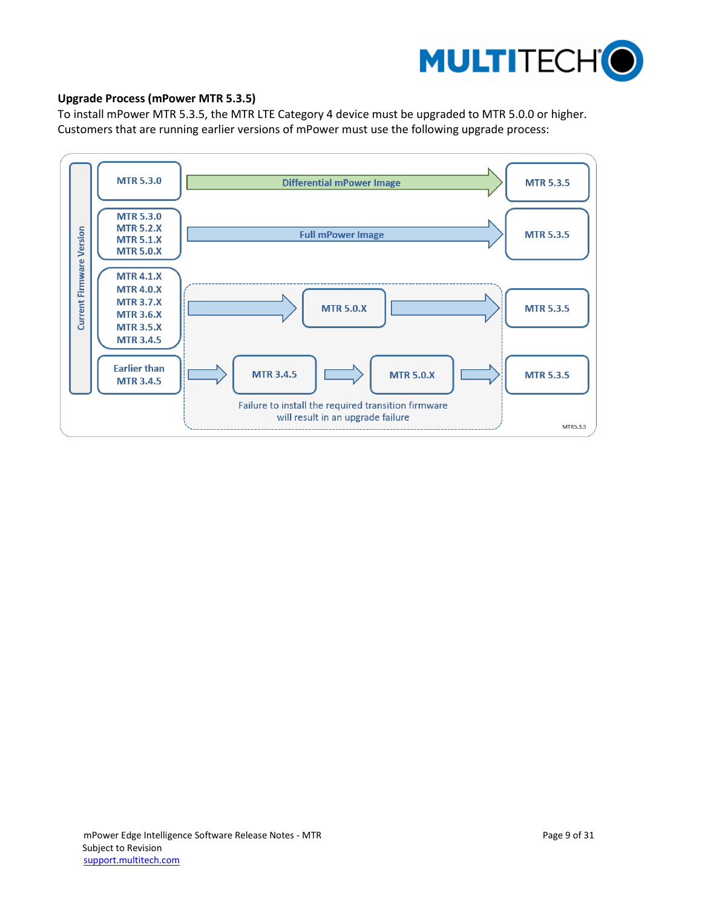### Upgrade Process (mPower MTR 5.3.5)

To install mPower MTR 5.3.5, the MTR LTE Category 4 device must be upgraded to MTR 5.0.0 or higher. Customers that are running earlier versions of mPower must use the following upgrade process:

| Current Firmware Version | Upgrade Path | Target |
| --- | --- | --- |
| MTR 5.3.0 | Differential mPower Image → | MTR 5.3.5 |
| MTR 5.3.0<br>MTR 5.2.X<br>MTR 5.1.X<br>MTR 5.0.X | Full mPower Image → | MTR 5.3.5 |
| MTR 4.1.X<br>MTR 4.0.X<br>MTR 3.7.X<br>MTR 3.6.X<br>MTR 3.5.X<br>MTR 3.4.5 | → MTR 5.0.X → | MTR 5.3.5 |
| Earlier than MTR 3.4.5 | → MTR 3.4.5 → MTR 5.0.X → | MTR 5.3.5 |

Failure to install the required transition firmware will result in an upgrade failure

MTR5.3.5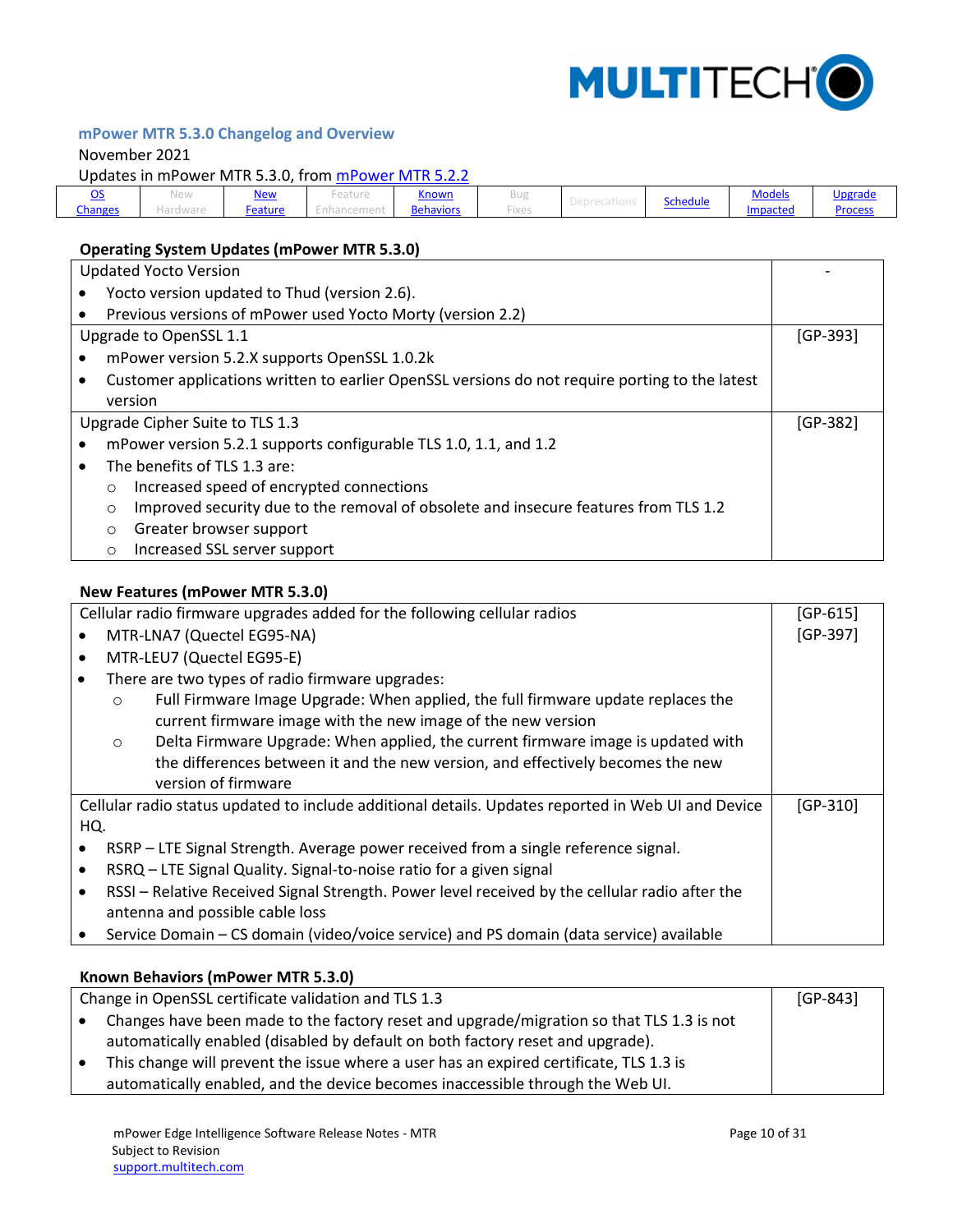## mPower MTR 5.3.0 Changelog and Overview

November 2021

Updates in mPower MTR 5.3.0, from mPower MTR 5.2.2

| OS Changes | New Hardware | New Feature | Feature Enhancement | Known Behaviors | Bug Fixes | Deprecations | Schedule | Models Impacted | Upgrade Process |
|---|---|---|---|---|---|---|---|---|---|

### Operating System Updates (mPower MTR 5.3.0)

| | |
|---|---|
| Updated Yocto Version<br>• Yocto version updated to Thud (version 2.6).<br>• Previous versions of mPower used Yocto Morty (version 2.2) | - |
| Upgrade to OpenSSL 1.1<br>• mPower version 5.2.X supports OpenSSL 1.0.2k<br>• Customer applications written to earlier OpenSSL versions do not require porting to the latest version | [GP-393] |
| Upgrade Cipher Suite to TLS 1.3<br>• mPower version 5.2.1 supports configurable TLS 1.0, 1.1, and 1.2<br>• The benefits of TLS 1.3 are:<br>  ○ Increased speed of encrypted connections<br>  ○ Improved security due to the removal of obsolete and insecure features from TLS 1.2<br>  ○ Greater browser support<br>  ○ Increased SSL server support | [GP-382] |

### New Features (mPower MTR 5.3.0)

| | |
|---|---|
| Cellular radio firmware upgrades added for the following cellular radios<br>• MTR-LNA7 (Quectel EG95-NA)<br>• MTR-LEU7 (Quectel EG95-E)<br>• There are two types of radio firmware upgrades:<br>  ○ Full Firmware Image Upgrade: When applied, the full firmware update replaces the current firmware image with the new image of the new version<br>  ○ Delta Firmware Upgrade: When applied, the current firmware image is updated with the differences between it and the new version, and effectively becomes the new version of firmware | [GP-615]<br>[GP-397] |
| Cellular radio status updated to include additional details. Updates reported in Web UI and Device HQ.<br>• RSRP – LTE Signal Strength. Average power received from a single reference signal.<br>• RSRQ – LTE Signal Quality. Signal-to-noise ratio for a given signal<br>• RSSI – Relative Received Signal Strength. Power level received by the cellular radio after the antenna and possible cable loss<br>• Service Domain – CS domain (video/voice service) and PS domain (data service) available | [GP-310] |

### Known Behaviors (mPower MTR 5.3.0)

| | |
|---|---|
| Change in OpenSSL certificate validation and TLS 1.3<br>• Changes have been made to the factory reset and upgrade/migration so that TLS 1.3 is not automatically enabled (disabled by default on both factory reset and upgrade).<br>• This change will prevent the issue where a user has an expired certificate, TLS 1.3 is automatically enabled, and the device becomes inaccessible through the Web UI. | [GP-843] |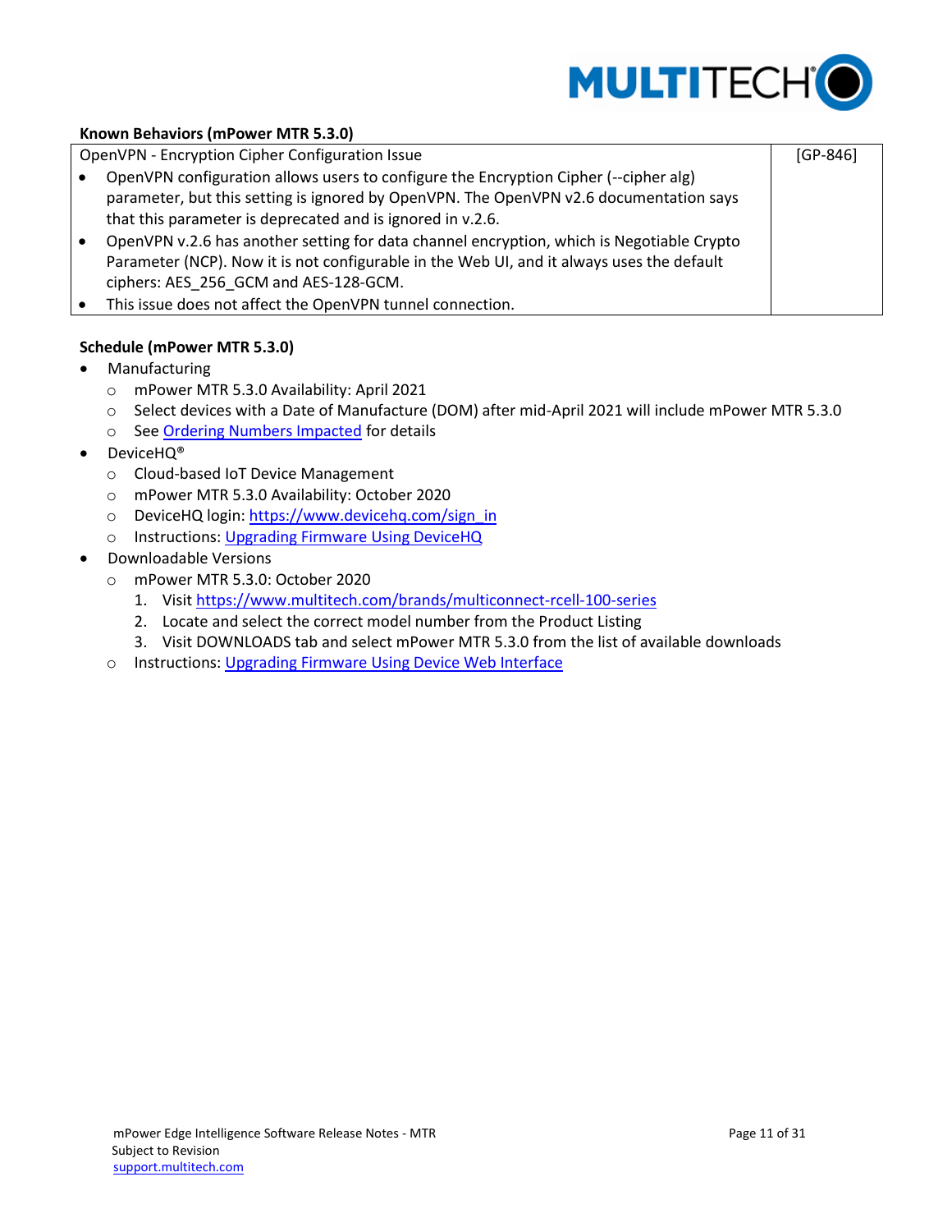**Known Behaviors (mPower MTR 5.3.0)**

| OpenVPN - Encryption Cipher Configuration Issue | [GP-846] |
| --- | --- |
| • OpenVPN configuration allows users to configure the Encryption Cipher (--cipher alg) parameter, but this setting is ignored by OpenVPN. The OpenVPN v2.6 documentation says that this parameter is deprecated and is ignored in v.2.6.<br>• OpenVPN v.2.6 has another setting for data channel encryption, which is Negotiable Crypto Parameter (NCP). Now it is not configurable in the Web UI, and it always uses the default ciphers: AES_256_GCM and AES-128-GCM.<br>• This issue does not affect the OpenVPN tunnel connection. | |

**Schedule (mPower MTR 5.3.0)**

- Manufacturing
  - mPower MTR 5.3.0 Availability: April 2021
  - Select devices with a Date of Manufacture (DOM) after mid-April 2021 will include mPower MTR 5.3.0
  - See Ordering Numbers Impacted for details
- DeviceHQ®
  - Cloud-based IoT Device Management
  - mPower MTR 5.3.0 Availability: October 2020
  - DeviceHQ login: https://www.devicehq.com/sign_in
  - Instructions: Upgrading Firmware Using DeviceHQ
- Downloadable Versions
  - mPower MTR 5.3.0: October 2020
    1. Visit https://www.multitech.com/brands/multiconnect-rcell-100-series
    2. Locate and select the correct model number from the Product Listing
    3. Visit DOWNLOADS tab and select mPower MTR 5.3.0 from the list of available downloads
  - Instructions: Upgrading Firmware Using Device Web Interface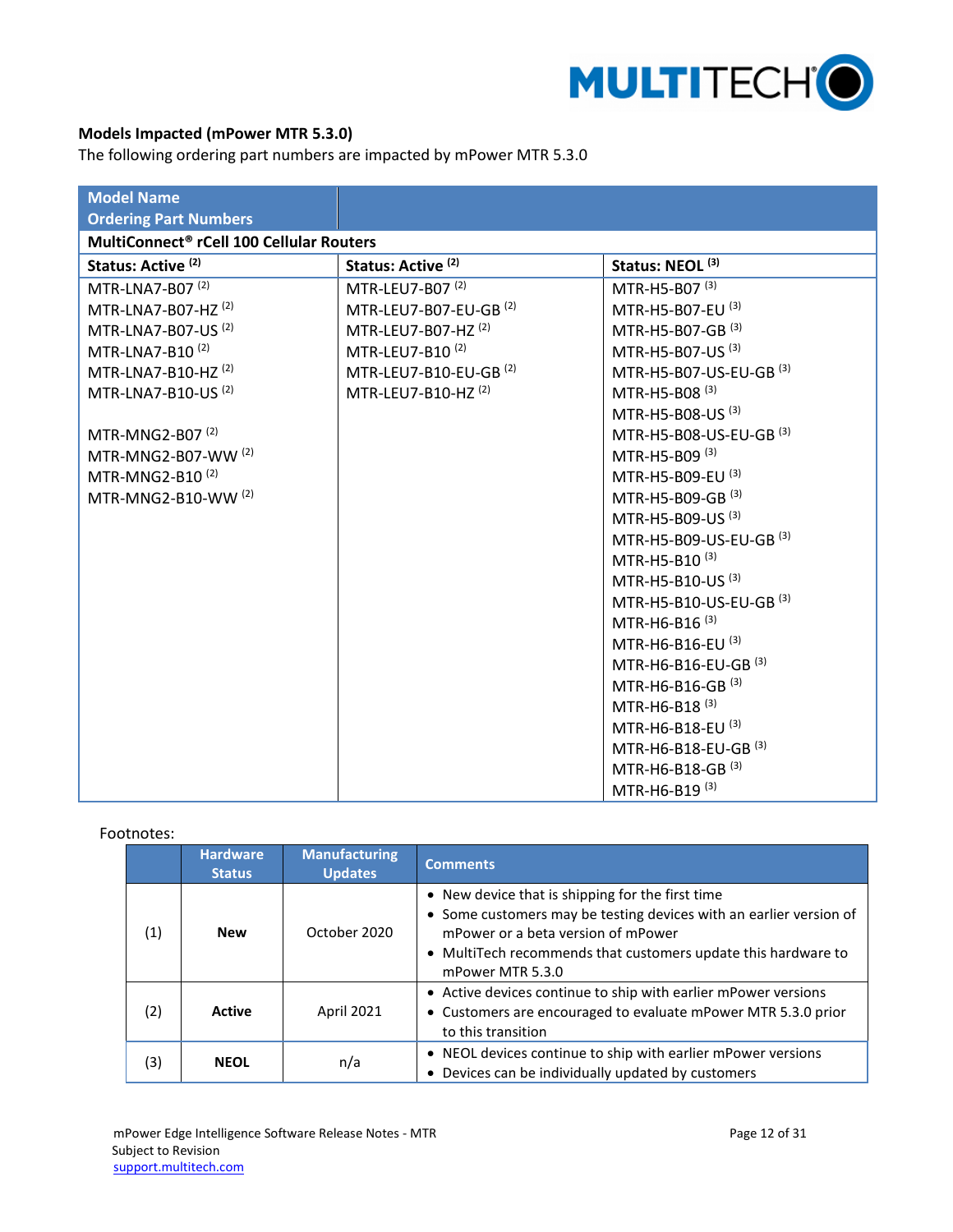**Models Impacted (mPower MTR 5.3.0)**

The following ordering part numbers are impacted by mPower MTR 5.3.0

| Model Name<br>Ordering Part Numbers | | |
|---|---|---|
| **MultiConnect® rCell 100 Cellular Routers** | | |
| **Status: Active [2]** | **Status: Active [2]** | **Status: NEOL [3]** |
| MTR-LNA7-B07 [2]<br>MTR-LNA7-B07-HZ [2]<br>MTR-LNA7-B07-US [2]<br>MTR-LNA7-B10 [2]<br>MTR-LNA7-B10-HZ [2]<br>MTR-LNA7-B10-US [2]<br><br>MTR-MNG2-B07 [2]<br>MTR-MNG2-B07-WW [2]<br>MTR-MNG2-B10 [2]<br>MTR-MNG2-B10-WW [2] | MTR-LEU7-B07 [2]<br>MTR-LEU7-B07-EU-GB [2]<br>MTR-LEU7-B07-HZ [2]<br>MTR-LEU7-B10 [2]<br>MTR-LEU7-B10-EU-GB [2]<br>MTR-LEU7-B10-HZ [2] | MTR-H5-B07 [3]<br>MTR-H5-B07-EU [3]<br>MTR-H5-B07-GB [3]<br>MTR-H5-B07-US [3]<br>MTR-H5-B07-US-EU-GB [3]<br>MTR-H5-B08 [3]<br>MTR-H5-B08-US [3]<br>MTR-H5-B08-US-EU-GB [3]<br>MTR-H5-B09 [3]<br>MTR-H5-B09-EU [3]<br>MTR-H5-B09-GB [3]<br>MTR-H5-B09-US [3]<br>MTR-H5-B09-US-EU-GB [3]<br>MTR-H5-B10 [3]<br>MTR-H5-B10-US [3]<br>MTR-H5-B10-US-EU-GB [3]<br>MTR-H6-B16 [3]<br>MTR-H6-B16-EU [3]<br>MTR-H6-B16-EU-GB [3]<br>MTR-H6-B16-GB [3]<br>MTR-H6-B18 [3]<br>MTR-H6-B18-EU [3]<br>MTR-H6-B18-EU-GB [3]<br>MTR-H6-B18-GB [3]<br>MTR-H6-B19 [3] |

Footnotes:

| | Hardware Status | Manufacturing Updates | Comments |
|---|---|---|---|
| (1) | **New** | October 2020 | • New device that is shipping for the first time<br>• Some customers may be testing devices with an earlier version of mPower or a beta version of mPower<br>• MultiTech recommends that customers update this hardware to mPower MTR 5.3.0 |
| (2) | **Active** | April 2021 | • Active devices continue to ship with earlier mPower versions<br>• Customers are encouraged to evaluate mPower MTR 5.3.0 prior to this transition |
| (3) | **NEOL** | n/a | • NEOL devices continue to ship with earlier mPower versions<br>• Devices can be individually updated by customers |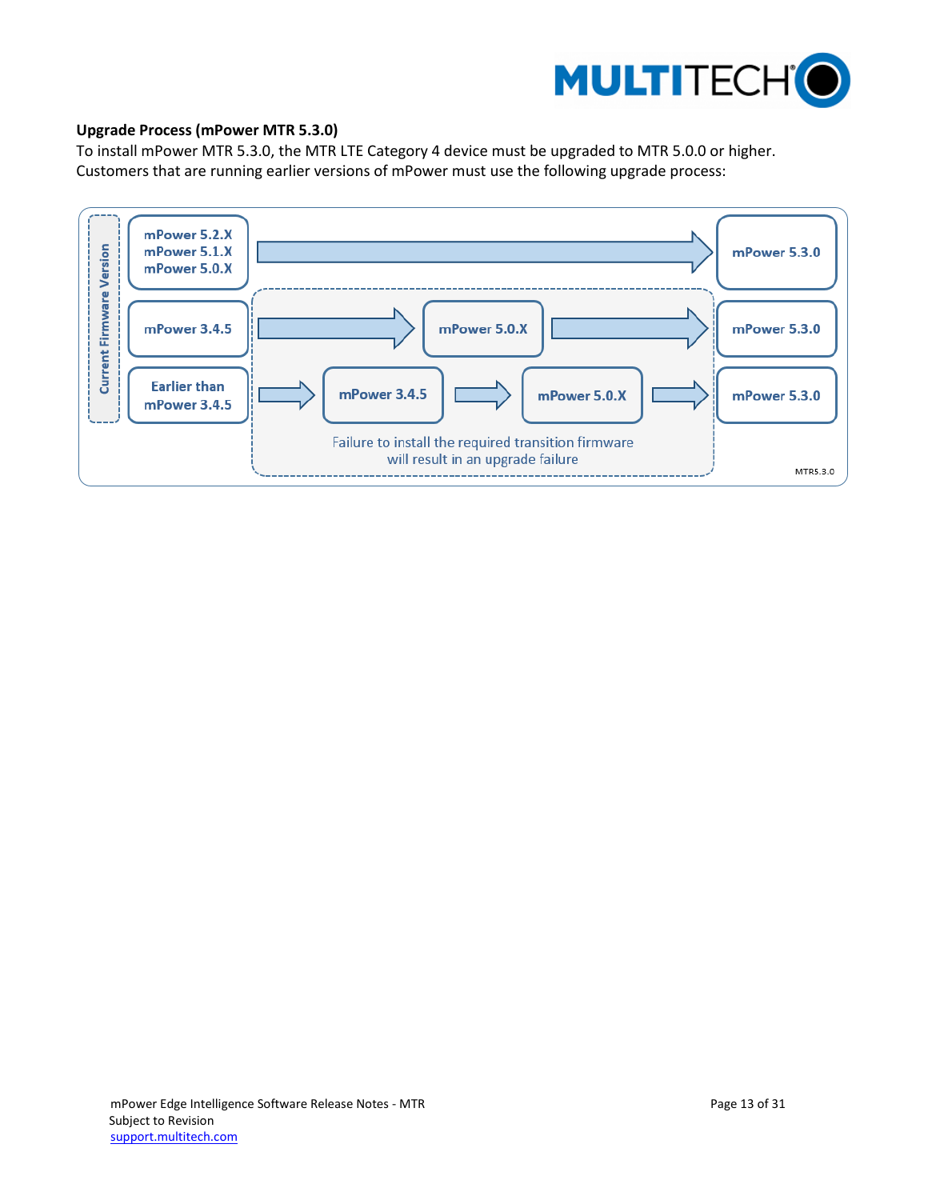**Upgrade Process (mPower MTR 5.3.0)**

To install mPower MTR 5.3.0, the MTR LTE Category 4 device must be upgraded to MTR 5.0.0 or higher. Customers that are running earlier versions of mPower must use the following upgrade process:

| Current Firmware Version | | | | |
|---|---|---|---|---|
| mPower 5.2.X<br>mPower 5.1.X<br>mPower 5.0.X | → | | | mPower 5.3.0 |
| mPower 3.4.5 | → | mPower 5.0.X | → | mPower 5.3.0 |
| Earlier than mPower 3.4.5 | → mPower 3.4.5 → | mPower 5.0.X | → | mPower 5.3.0 |

Failure to install the required transition firmware will result in an upgrade failure

MTR5.3.0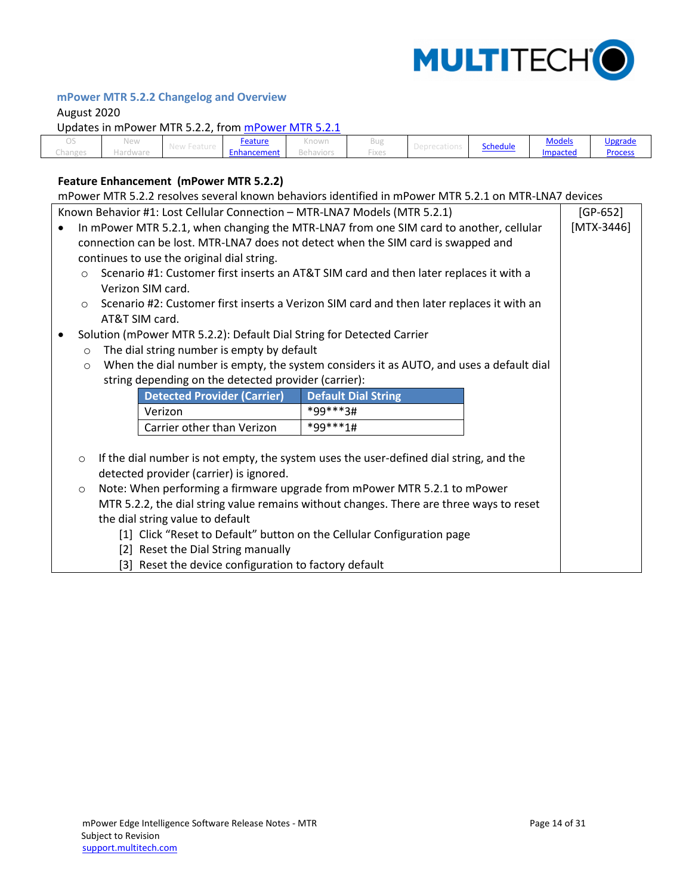## mPower MTR 5.2.2 Changelog and Overview

August 2020

Updates in mPower MTR 5.2.2, from mPower MTR 5.2.1

| OS Changes | New Hardware | New Feature | Feature Enhancement | Known Behaviors | Bug Fixes | Deprecations | Schedule | Models Impacted | Upgrade Process |
|---|---|---|---|---|---|---|---|---|---|

**Feature Enhancement (mPower MTR 5.2.2)**

mPower MTR 5.2.2 resolves several known behaviors identified in mPower MTR 5.2.1 on MTR-LNA7 devices

| Known Behavior #1: Lost Cellular Connection – MTR-LNA7 Models (MTR 5.2.1) | [GP-652] [MTX-3446] |
|---|---|
| • In mPower MTR 5.2.1, when changing the MTR-LNA7 from one SIM card to another, cellular connection can be lost. MTR-LNA7 does not detect when the SIM card is swapped and continues to use the original dial string.<br>  ○ Scenario #1: Customer first inserts an AT&T SIM card and then later replaces it with a Verizon SIM card.<br>  ○ Scenario #2: Customer first inserts a Verizon SIM card and then later replaces it with an AT&T SIM card.<br>• Solution (mPower MTR 5.2.2): Default Dial String for Detected Carrier<br>  ○ The dial string number is empty by default<br>  ○ When the dial number is empty, the system considers it as AUTO, and uses a default dial string depending on the detected provider (carrier):<br><br>  **Detected Provider (Carrier)** → **Default Dial String**<br>  Verizon → *99***3#<br>  Carrier other than Verizon → *99***1#<br><br>  ○ If the dial number is not empty, the system uses the user-defined dial string, and the detected provider (carrier) is ignored.<br>  ○ Note: When performing a firmware upgrade from mPower MTR 5.2.1 to mPower MTR 5.2.2, the dial string value remains without changes. There are three ways to reset the dial string value to default<br>    [1] Click "Reset to Default" button on the Cellular Configuration page<br>    [2] Reset the Dial String manually<br>    [3] Reset the device configuration to factory default | |

| Detected Provider (Carrier) | Default Dial String |
|---|---|
| Verizon | *99***3# |
| Carrier other than Verizon | *99***1# |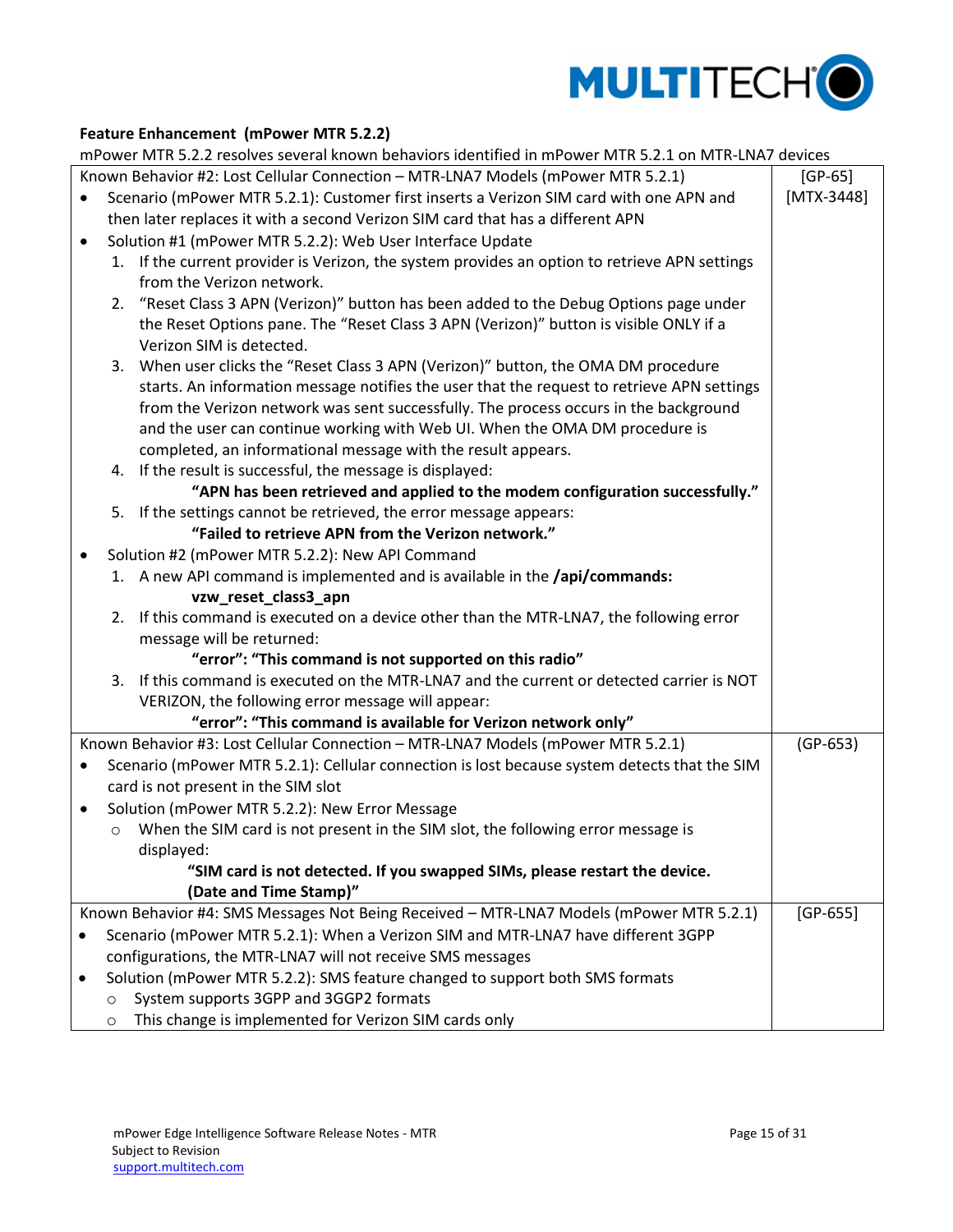**Feature Enhancement (mPower MTR 5.2.2)**

mPower MTR 5.2.2 resolves several known behaviors identified in mPower MTR 5.2.1 on MTR-LNA7 devices

| Description | Reference |
|---|---|
| Known Behavior #2: Lost Cellular Connection – MTR-LNA7 Models (mPower MTR 5.2.1)<br>• Scenario (mPower MTR 5.2.1): Customer first inserts a Verizon SIM card with one APN and then later replaces it with a second Verizon SIM card that has a different APN<br>• Solution #1 (mPower MTR 5.2.2): Web User Interface Update<br>1. If the current provider is Verizon, the system provides an option to retrieve APN settings from the Verizon network.<br>2. "Reset Class 3 APN (Verizon)" button has been added to the Debug Options page under the Reset Options pane. The "Reset Class 3 APN (Verizon)" button is visible ONLY if a Verizon SIM is detected.<br>3. When user clicks the "Reset Class 3 APN (Verizon)" button, the OMA DM procedure starts. An information message notifies the user that the request to retrieve APN settings from the Verizon network was sent successfully. The process occurs in the background and the user can continue working with Web UI. When the OMA DM procedure is completed, an informational message with the result appears.<br>4. If the result is successful, the message is displayed:<br>**"APN has been retrieved and applied to the modem configuration successfully."**<br>5. If the settings cannot be retrieved, the error message appears:<br>**"Failed to retrieve APN from the Verizon network."**<br>• Solution #2 (mPower MTR 5.2.2): New API Command<br>1. A new API command is implemented and is available in the **/api/commands:**<br>**vzw_reset_class3_apn**<br>2. If this command is executed on a device other than the MTR-LNA7, the following error message will be returned:<br>**"error": "This command is not supported on this radio"**<br>3. If this command is executed on the MTR-LNA7 and the current or detected carrier is NOT VERIZON, the following error message will appear:<br>**"error": "This command is available for Verizon network only"** | [GP-65]<br>[MTX-3448] |
| Known Behavior #3: Lost Cellular Connection – MTR-LNA7 Models (mPower MTR 5.2.1)<br>• Scenario (mPower MTR 5.2.1): Cellular connection is lost because system detects that the SIM card is not present in the SIM slot<br>• Solution (mPower MTR 5.2.2): New Error Message<br>○ When the SIM card is not present in the SIM slot, the following error message is displayed:<br>**"SIM card is not detected. If you swapped SIMs, please restart the device. (Date and Time Stamp)"** | (GP-653) |
| Known Behavior #4: SMS Messages Not Being Received – MTR-LNA7 Models (mPower MTR 5.2.1)<br>• Scenario (mPower MTR 5.2.1): When a Verizon SIM and MTR-LNA7 have different 3GPP configurations, the MTR-LNA7 will not receive SMS messages<br>• Solution (mPower MTR 5.2.2): SMS feature changed to support both SMS formats<br>○ System supports 3GPP and 3GGP2 formats<br>○ This change is implemented for Verizon SIM cards only | [GP-655] |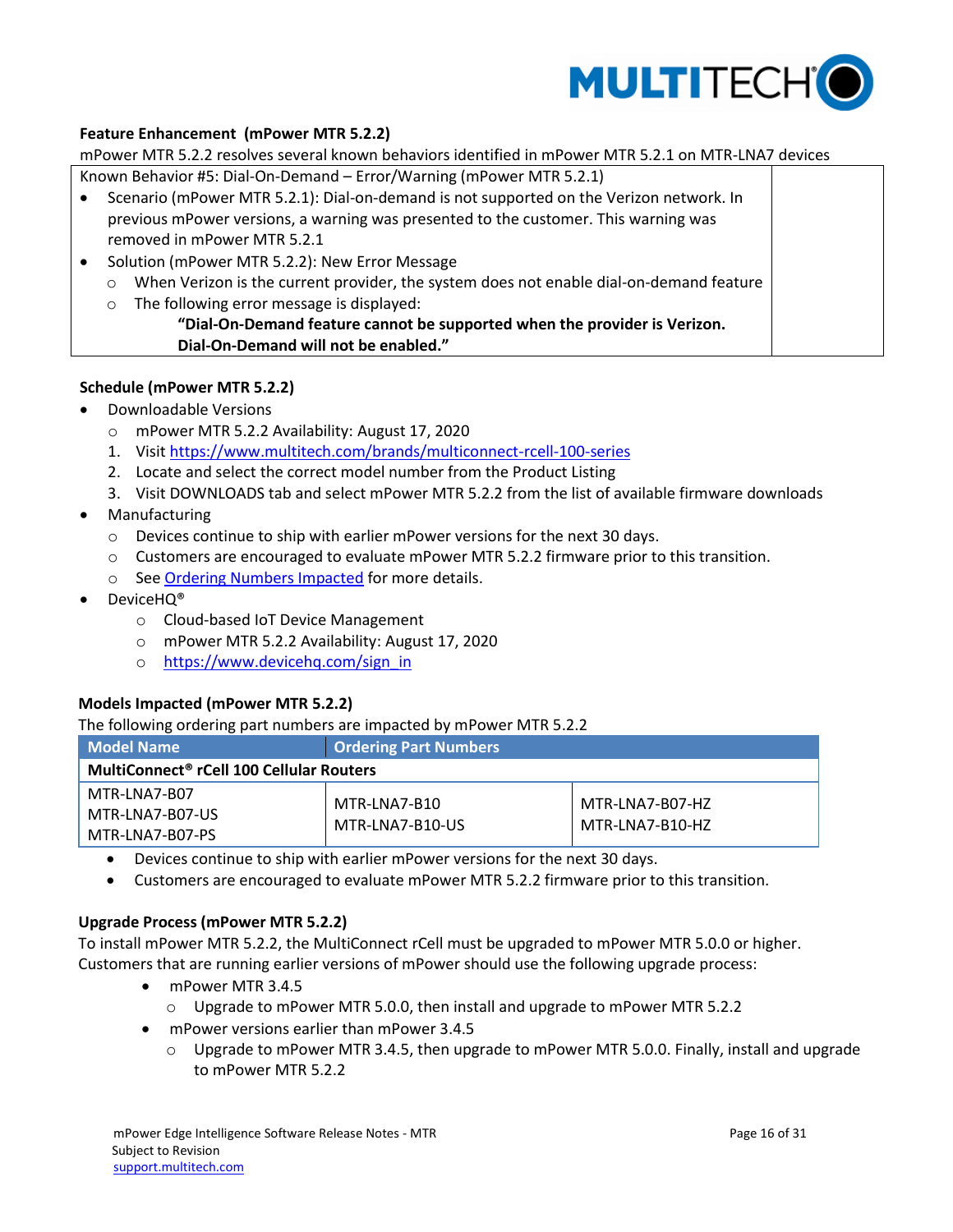### Feature Enhancement (mPower MTR 5.2.2)

mPower MTR 5.2.2 resolves several known behaviors identified in mPower MTR 5.2.1 on MTR-LNA7 devices

Known Behavior #5: Dial-On-Demand – Error/Warning (mPower MTR 5.2.1)

- Scenario (mPower MTR 5.2.1): Dial-on-demand is not supported on the Verizon network. In previous mPower versions, a warning was presented to the customer. This warning was removed in mPower MTR 5.2.1
- Solution (mPower MTR 5.2.2): New Error Message
  - When Verizon is the current provider, the system does not enable dial-on-demand feature
  - The following error message is displayed:

    **"Dial-On-Demand feature cannot be supported when the provider is Verizon. Dial-On-Demand will not be enabled."**

### Schedule (mPower MTR 5.2.2)

- Downloadable Versions
  - mPower MTR 5.2.2 Availability: August 17, 2020
  1. Visit https://www.multitech.com/brands/multiconnect-rcell-100-series
  2. Locate and select the correct model number from the Product Listing
  3. Visit DOWNLOADS tab and select mPower MTR 5.2.2 from the list of available firmware downloads
- Manufacturing
  - Devices continue to ship with earlier mPower versions for the next 30 days.
  - Customers are encouraged to evaluate mPower MTR 5.2.2 firmware prior to this transition.
  - See Ordering Numbers Impacted for more details.
- DeviceHQ®
  - Cloud-based IoT Device Management
  - mPower MTR 5.2.2 Availability: August 17, 2020
  - https://www.devicehq.com/sign_in

### Models Impacted (mPower MTR 5.2.2)

The following ordering part numbers are impacted by mPower MTR 5.2.2

| Model Name | Ordering Part Numbers | |
|---|---|---|
| **MultiConnect® rCell 100 Cellular Routers** | | |
| MTR-LNA7-B07<br>MTR-LNA7-B07-US<br>MTR-LNA7-B07-PS | MTR-LNA7-B10<br>MTR-LNA7-B10-US | MTR-LNA7-B07-HZ<br>MTR-LNA7-B10-HZ |

- Devices continue to ship with earlier mPower versions for the next 30 days.
- Customers are encouraged to evaluate mPower MTR 5.2.2 firmware prior to this transition.

### Upgrade Process (mPower MTR 5.2.2)

To install mPower MTR 5.2.2, the MultiConnect rCell must be upgraded to mPower MTR 5.0.0 or higher. Customers that are running earlier versions of mPower should use the following upgrade process:

- mPower MTR 3.4.5
  - Upgrade to mPower MTR 5.0.0, then install and upgrade to mPower MTR 5.2.2
- mPower versions earlier than mPower 3.4.5
  - Upgrade to mPower MTR 3.4.5, then upgrade to mPower MTR 5.0.0. Finally, install and upgrade to mPower MTR 5.2.2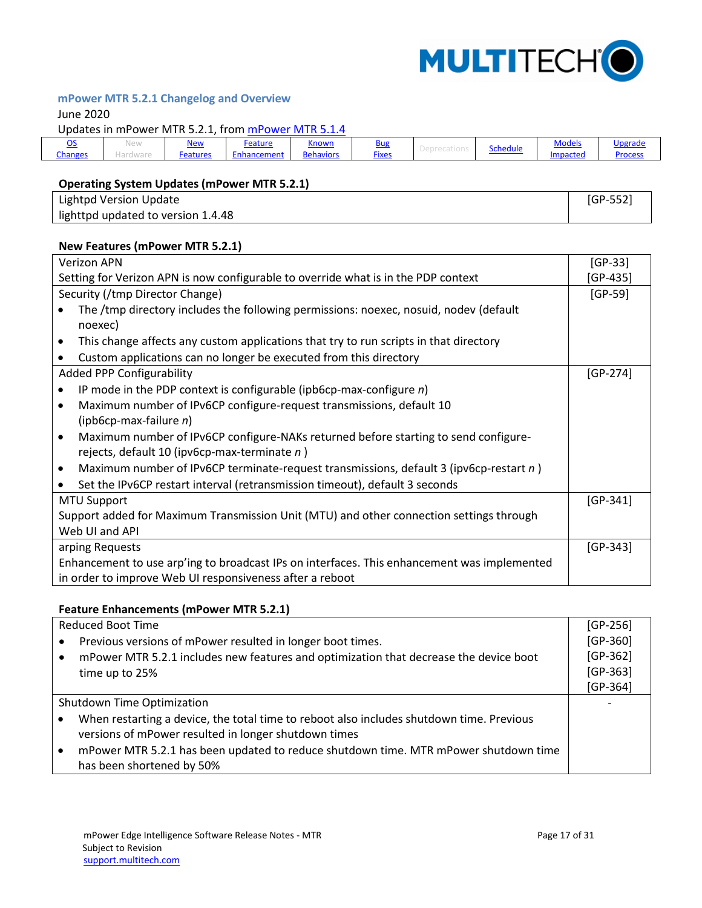## mPower MTR 5.2.1 Changelog and Overview

June 2020

Updates in mPower MTR 5.2.1, from mPower MTR 5.1.4

| OS Changes | New Hardware | New Features | Feature Enhancement | Known Behaviors | Bug Fixes | Deprecations | Schedule | Models Impacted | Upgrade Process |
|---|---|---|---|---|---|---|---|---|---|

### Operating System Updates (mPower MTR 5.2.1)

| | |
|---|---|
| Lightpd Version Update<br>lighttpd updated to version 1.4.48 | [GP-552] |

### New Features (mPower MTR 5.2.1)

| | |
|---|---|
| Verizon APN<br>Setting for Verizon APN is now configurable to override what is in the PDP context | [GP-33]<br>[GP-435] |
| Security (/tmp Director Change)<br>• The /tmp directory includes the following permissions: noexec, nosuid, nodev (default noexec)<br>• This change affects any custom applications that try to run scripts in that directory<br>• Custom applications can no longer be executed from this directory | [GP-59] |
| Added PPP Configurability<br>• IP mode in the PDP context is configurable (ipb6cp-max-configure *n*)<br>• Maximum number of IPv6CP configure-request transmissions, default 10 (ipb6cp-max-failure *n*)<br>• Maximum number of IPv6CP configure-NAKs returned before starting to send configure-rejects, default 10 (ipv6cp-max-terminate *n* )<br>• Maximum number of IPv6CP terminate-request transmissions, default 3 (ipv6cp-restart *n* )<br>• Set the IPv6CP restart interval (retransmission timeout), default 3 seconds | [GP-274] |
| MTU Support<br>Support added for Maximum Transmission Unit (MTU) and other connection settings through Web UI and API | [GP-341] |
| arping Requests<br>Enhancement to use arp'ing to broadcast IPs on interfaces. This enhancement was implemented in order to improve Web UI responsiveness after a reboot | [GP-343] |

### Feature Enhancements (mPower MTR 5.2.1)

| | |
|---|---|
| Reduced Boot Time<br>• Previous versions of mPower resulted in longer boot times.<br>• mPower MTR 5.2.1 includes new features and optimization that decrease the device boot time up to 25% | [GP-256]<br>[GP-360]<br>[GP-362]<br>[GP-363]<br>[GP-364] |
| Shutdown Time Optimization<br>• When restarting a device, the total time to reboot also includes shutdown time. Previous versions of mPower resulted in longer shutdown times<br>• mPower MTR 5.2.1 has been updated to reduce shutdown time. MTR mPower shutdown time has been shortened by 50% | - |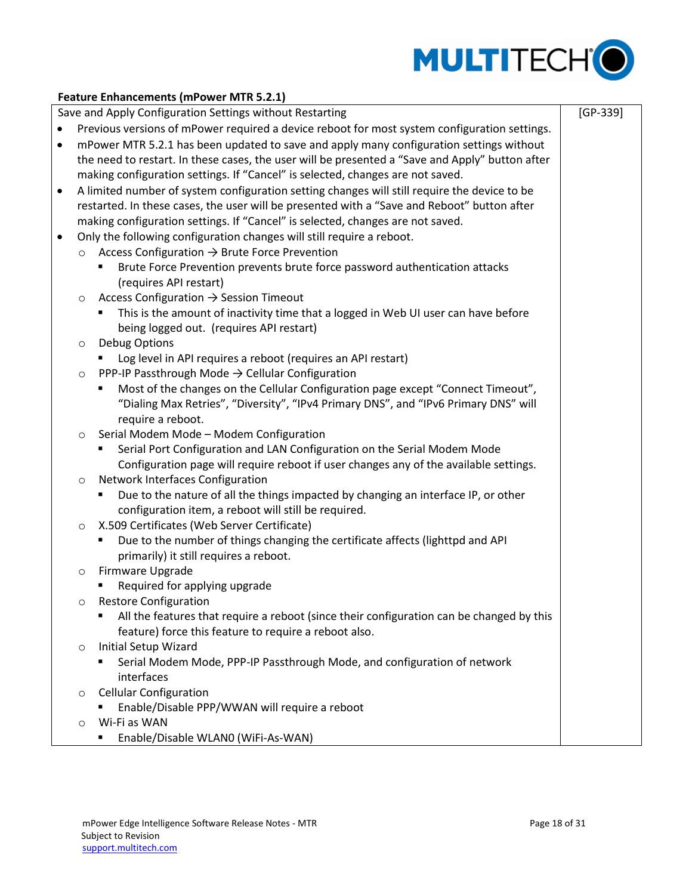**Feature Enhancements (mPower MTR 5.2.1)**

| Save and Apply Configuration Settings without Restarting | [GP-339] |
|---|---|
| • Previous versions of mPower required a device reboot for most system configuration settings.<br>• mPower MTR 5.2.1 has been updated to save and apply many configuration settings without the need to restart. In these cases, the user will be presented a "Save and Apply" button after making configuration settings. If "Cancel" is selected, changes are not saved.<br>• A limited number of system configuration setting changes will still require the device to be restarted. In these cases, the user will be presented with a "Save and Reboot" button after making configuration settings. If "Cancel" is selected, changes are not saved.<br>• Only the following configuration changes will still require a reboot.<br>  ○ Access Configuration → Brute Force Prevention<br>    ▪ Brute Force Prevention prevents brute force password authentication attacks (requires API restart)<br>  ○ Access Configuration → Session Timeout<br>    ▪ This is the amount of inactivity time that a logged in Web UI user can have before being logged out. (requires API restart)<br>  ○ Debug Options<br>    ▪ Log level in API requires a reboot (requires an API restart)<br>  ○ PPP-IP Passthrough Mode → Cellular Configuration<br>    ▪ Most of the changes on the Cellular Configuration page except "Connect Timeout", "Dialing Max Retries", "Diversity", "IPv4 Primary DNS", and "IPv6 Primary DNS" will require a reboot.<br>  ○ Serial Modem Mode – Modem Configuration<br>    ▪ Serial Port Configuration and LAN Configuration on the Serial Modem Mode Configuration page will require reboot if user changes any of the available settings.<br>  ○ Network Interfaces Configuration<br>    ▪ Due to the nature of all the things impacted by changing an interface IP, or other configuration item, a reboot will still be required.<br>  ○ X.509 Certificates (Web Server Certificate)<br>    ▪ Due to the number of things changing the certificate affects (lighttpd and API primarily) it still requires a reboot.<br>  ○ Firmware Upgrade<br>    ▪ Required for applying upgrade<br>  ○ Restore Configuration<br>    ▪ All the features that require a reboot (since their configuration can be changed by this feature) force this feature to require a reboot also.<br>  ○ Initial Setup Wizard<br>    ▪ Serial Modem Mode, PPP-IP Passthrough Mode, and configuration of network interfaces<br>  ○ Cellular Configuration<br>    ▪ Enable/Disable PPP/WWAN will require a reboot<br>  ○ Wi-Fi as WAN<br>    ▪ Enable/Disable WLAN0 (WiFi-As-WAN) | |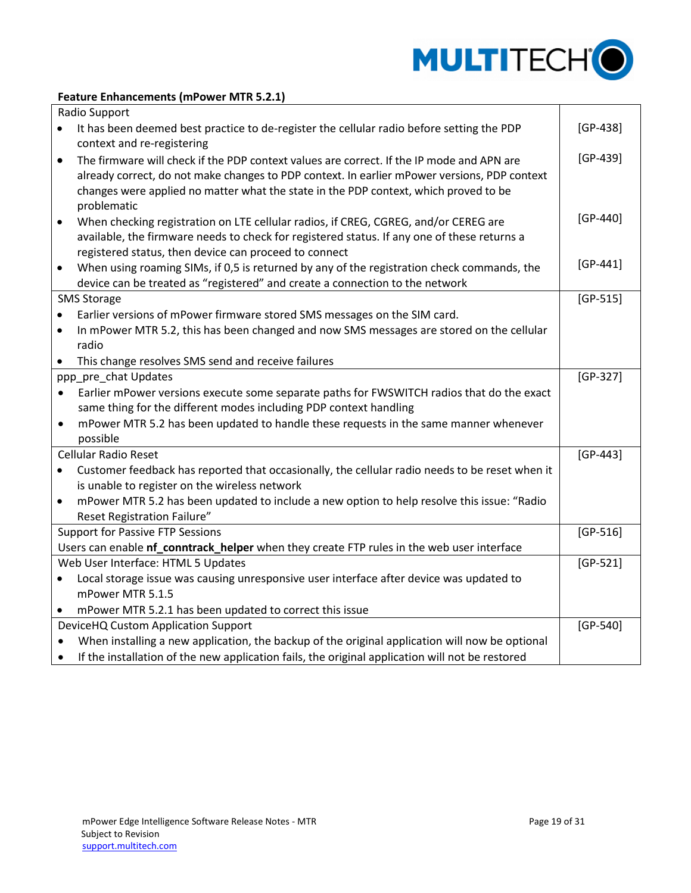**Feature Enhancements (mPower MTR 5.2.1)**

| | |
|---|---|
| Radio Support<br>• It has been deemed best practice to de-register the cellular radio before setting the PDP context and re-registering<br>• The firmware will check if the PDP context values are correct. If the IP mode and APN are already correct, do not make changes to PDP context. In earlier mPower versions, PDP context changes were applied no matter what the state in the PDP context, which proved to be problematic<br>• When checking registration on LTE cellular radios, if CREG, CGREG, and/or CEREG are available, the firmware needs to check for registered status. If any one of these returns a registered status, then device can proceed to connect<br>• When using roaming SIMs, if 0,5 is returned by any of the registration check commands, the device can be treated as "registered" and create a connection to the network | [GP-438]<br>[GP-439]<br>[GP-440]<br>[GP-441] |
| SMS Storage<br>• Earlier versions of mPower firmware stored SMS messages on the SIM card.<br>• In mPower MTR 5.2, this has been changed and now SMS messages are stored on the cellular radio<br>• This change resolves SMS send and receive failures | [GP-515] |
| ppp_pre_chat Updates<br>• Earlier mPower versions execute some separate paths for FWSWITCH radios that do the exact same thing for the different modes including PDP context handling<br>• mPower MTR 5.2 has been updated to handle these requests in the same manner whenever possible | [GP-327] |
| Cellular Radio Reset<br>• Customer feedback has reported that occasionally, the cellular radio needs to be reset when it is unable to register on the wireless network<br>• mPower MTR 5.2 has been updated to include a new option to help resolve this issue: "Radio Reset Registration Failure" | [GP-443] |
| Support for Passive FTP Sessions<br>Users can enable **nf_conntrack_helper** when they create FTP rules in the web user interface | [GP-516] |
| Web User Interface: HTML 5 Updates<br>• Local storage issue was causing unresponsive user interface after device was updated to mPower MTR 5.1.5<br>• mPower MTR 5.2.1 has been updated to correct this issue | [GP-521] |
| DeviceHQ Custom Application Support<br>• When installing a new application, the backup of the original application will now be optional<br>• If the installation of the new application fails, the original application will not be restored | [GP-540] |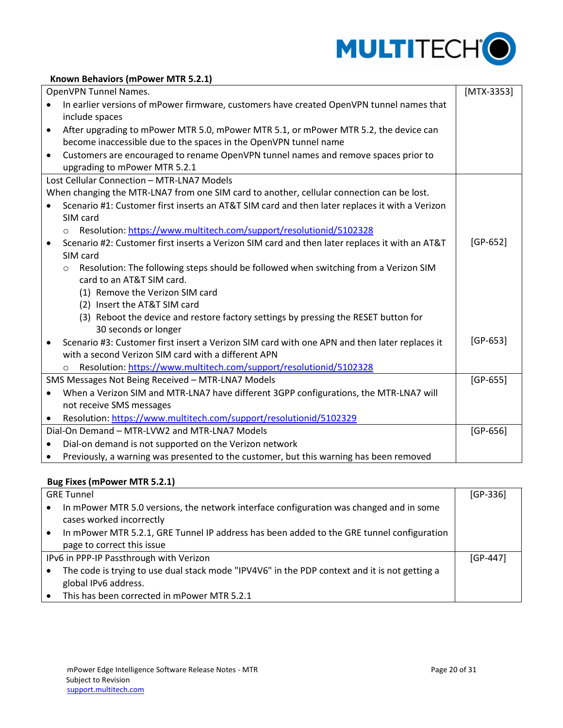**Known Behaviors (mPower MTR 5.2.1)**

| | |
|---|---|
| OpenVPN Tunnel Names.<br>• In earlier versions of mPower firmware, customers have created OpenVPN tunnel names that include spaces<br>• After upgrading to mPower MTR 5.0, mPower MTR 5.1, or mPower MTR 5.2, the device can become inaccessible due to the spaces in the OpenVPN tunnel name<br>• Customers are encouraged to rename OpenVPN tunnel names and remove spaces prior to upgrading to mPower MTR 5.2.1 | [MTX-3353] |
| Lost Cellular Connection – MTR-LNA7 Models<br>When changing the MTR-LNA7 from one SIM card to another, cellular connection can be lost.<br>• Scenario #1: Customer first inserts an AT&T SIM card and then later replaces it with a Verizon SIM card<br>  ○ Resolution: https://www.multitech.com/support/resolutionid/5102328<br>• Scenario #2: Customer first inserts a Verizon SIM card and then later replaces it with an AT&T SIM card<br>  ○ Resolution: The following steps should be followed when switching from a Verizon SIM card to an AT&T SIM card.<br>    (1) Remove the Verizon SIM card<br>    (2) Insert the AT&T SIM card<br>    (3) Reboot the device and restore factory settings by pressing the RESET button for 30 seconds or longer<br>• Scenario #3: Customer first insert a Verizon SIM card with one APN and then later replaces it with a second Verizon SIM card with a different APN<br>  ○ Resolution: https://www.multitech.com/support/resolutionid/5102328 | [GP-652]<br><br>[GP-653] |
| SMS Messages Not Being Received – MTR-LNA7 Models<br>• When a Verizon SIM and MTR-LNA7 have different 3GPP configurations, the MTR-LNA7 will not receive SMS messages<br>• Resolution: https://www.multitech.com/support/resolutionid/5102329 | [GP-655] |
| Dial-On Demand – MTR-LVW2 and MTR-LNA7 Models<br>• Dial-on demand is not supported on the Verizon network<br>• Previously, a warning was presented to the customer, but this warning has been removed | [GP-656] |

**Bug Fixes (mPower MTR 5.2.1)**

| | |
|---|---|
| GRE Tunnel<br>• In mPower MTR 5.0 versions, the network interface configuration was changed and in some cases worked incorrectly<br>• In mPower MTR 5.2.1, GRE Tunnel IP address has been added to the GRE tunnel configuration page to correct this issue | [GP-336] |
| IPv6 in PPP-IP Passthrough with Verizon<br>• The code is trying to use dual stack mode "IPV4V6" in the PDP context and it is not getting a global IPv6 address.<br>• This has been corrected in mPower MTR 5.2.1 | [GP-447] |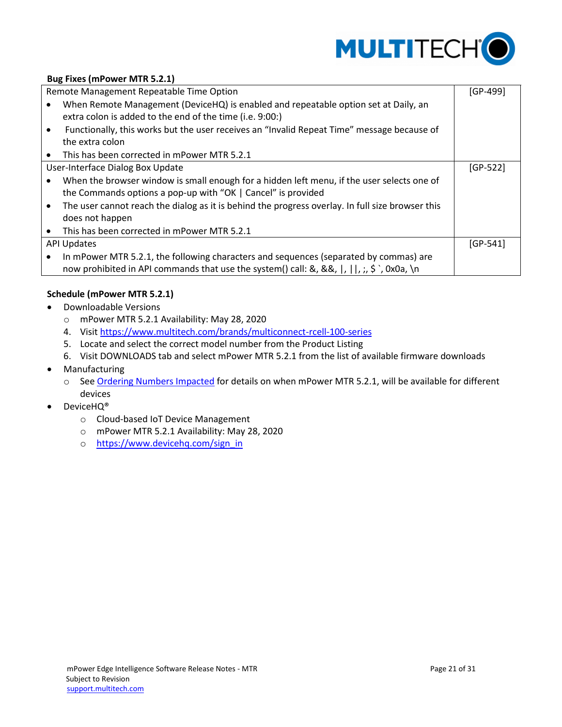**Bug Fixes (mPower MTR 5.2.1)**

| Description | Ticket |
|---|---|
| Remote Management Repeatable Time Option<br>• When Remote Management (DeviceHQ) is enabled and repeatable option set at Daily, an extra colon is added to the end of the time (i.e. 9:00:)<br>• Functionally, this works but the user receives an "Invalid Repeat Time" message because of the extra colon<br>• This has been corrected in mPower MTR 5.2.1 | [GP-499] |
| User-Interface Dialog Box Update<br>• When the browser window is small enough for a hidden left menu, if the user selects one of the Commands options a pop-up with "OK \| Cancel" is provided<br>• The user cannot reach the dialog as it is behind the progress overlay. In full size browser this does not happen<br>• This has been corrected in mPower MTR 5.2.1 | [GP-522] |
| API Updates<br>• In mPower MTR 5.2.1, the following characters and sequences (separated by commas) are now prohibited in API commands that use the system() call: &, &&, \|, \|\|, ;, $ `, 0x0a, \n | [GP-541] |

**Schedule (mPower MTR 5.2.1)**

- Downloadable Versions
  - mPower MTR 5.2.1 Availability: May 28, 2020
  4. Visit https://www.multitech.com/brands/multiconnect-rcell-100-series
  5. Locate and select the correct model number from the Product Listing
  6. Visit DOWNLOADS tab and select mPower MTR 5.2.1 from the list of available firmware downloads
- Manufacturing
  - See Ordering Numbers Impacted for details on when mPower MTR 5.2.1, will be available for different devices
- DeviceHQ®
  - Cloud-based IoT Device Management
  - mPower MTR 5.2.1 Availability: May 28, 2020
  - https://www.devicehq.com/sign_in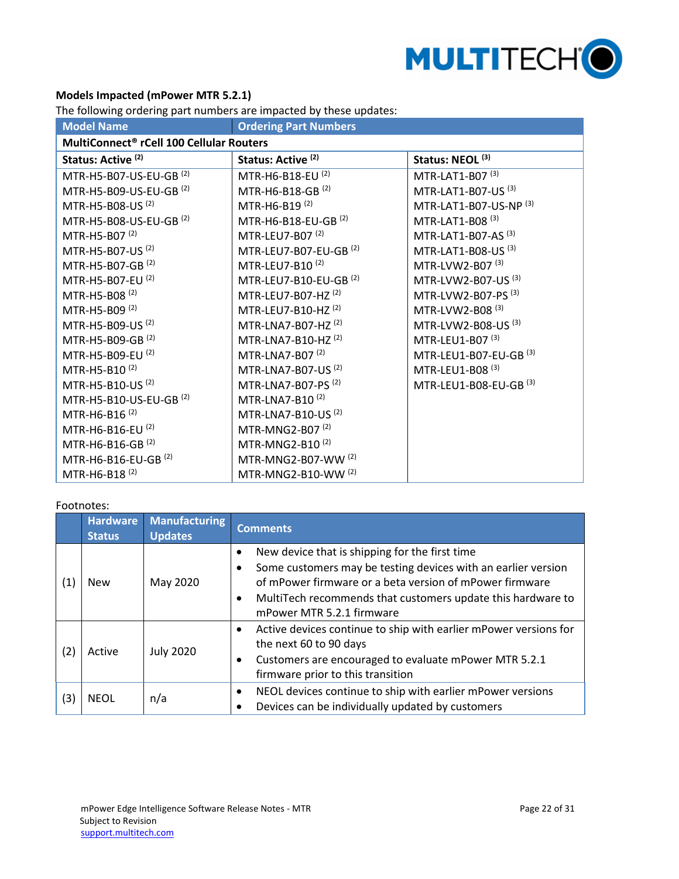**Models Impacted (mPower MTR 5.2.1)**

The following ordering part numbers are impacted by these updates:

| Model Name | Ordering Part Numbers | |
|---|---|---|
| **MultiConnect® rCell 100 Cellular Routers** | | |
| **Status: Active (2)** | **Status: Active (2)** | **Status: NEOL (3)** |
| MTR-H5-B07-US-EU-GB (2) | MTR-H6-B18-EU (2) | MTR-LAT1-B07 (3) |
| MTR-H5-B09-US-EU-GB (2) | MTR-H6-B18-GB (2) | MTR-LAT1-B07-US (3) |
| MTR-H5-B08-US (2) | MTR-H6-B19 (2) | MTR-LAT1-B07-US-NP (3) |
| MTR-H5-B08-US-EU-GB (2) | MTR-H6-B18-EU-GB (2) | MTR-LAT1-B08 (3) |
| MTR-H5-B07 (2) | MTR-LEU7-B07 (2) | MTR-LAT1-B07-AS (3) |
| MTR-H5-B07-US (2) | MTR-LEU7-B07-EU-GB (2) | MTR-LAT1-B08-US (3) |
| MTR-H5-B07-GB (2) | MTR-LEU7-B10 (2) | MTR-LVW2-B07 (3) |
| MTR-H5-B07-EU (2) | MTR-LEU7-B10-EU-GB (2) | MTR-LVW2-B07-US (3) |
| MTR-H5-B08 (2) | MTR-LEU7-B07-HZ (2) | MTR-LVW2-B07-PS (3) |
| MTR-H5-B09 (2) | MTR-LEU7-B10-HZ (2) | MTR-LVW2-B08 (3) |
| MTR-H5-B09-US (2) | MTR-LNA7-B07-HZ (2) | MTR-LVW2-B08-US (3) |
| MTR-H5-B09-GB (2) | MTR-LNA7-B10-HZ (2) | MTR-LEU1-B07 (3) |
| MTR-H5-B09-EU (2) | MTR-LNA7-B07 (2) | MTR-LEU1-B07-EU-GB (3) |
| MTR-H5-B10 (2) | MTR-LNA7-B07-US (2) | MTR-LEU1-B08 (3) |
| MTR-H5-B10-US (2) | MTR-LNA7-B07-PS (2) | MTR-LEU1-B08-EU-GB (3) |
| MTR-H5-B10-US-EU-GB (2) | MTR-LNA7-B10 (2) | |
| MTR-H6-B16 (2) | MTR-LNA7-B10-US (2) | |
| MTR-H6-B16-EU (2) | MTR-MNG2-B07 (2) | |
| MTR-H6-B16-GB (2) | MTR-MNG2-B10 (2) | |
| MTR-H6-B16-EU-GB (2) | MTR-MNG2-B07-WW (2) | |
| MTR-H6-B18 (2) | MTR-MNG2-B10-WW (2) | |

Footnotes:

| | Hardware Status | Manufacturing Updates | Comments |
|---|---|---|---|
| (1) | New | May 2020 | • New device that is shipping for the first time<br>• Some customers may be testing devices with an earlier version of mPower firmware or a beta version of mPower firmware<br>• MultiTech recommends that customers update this hardware to mPower MTR 5.2.1 firmware |
| (2) | Active | July 2020 | • Active devices continue to ship with earlier mPower versions for the next 60 to 90 days<br>• Customers are encouraged to evaluate mPower MTR 5.2.1 firmware prior to this transition |
| (3) | NEOL | n/a | • NEOL devices continue to ship with earlier mPower versions<br>• Devices can be individually updated by customers |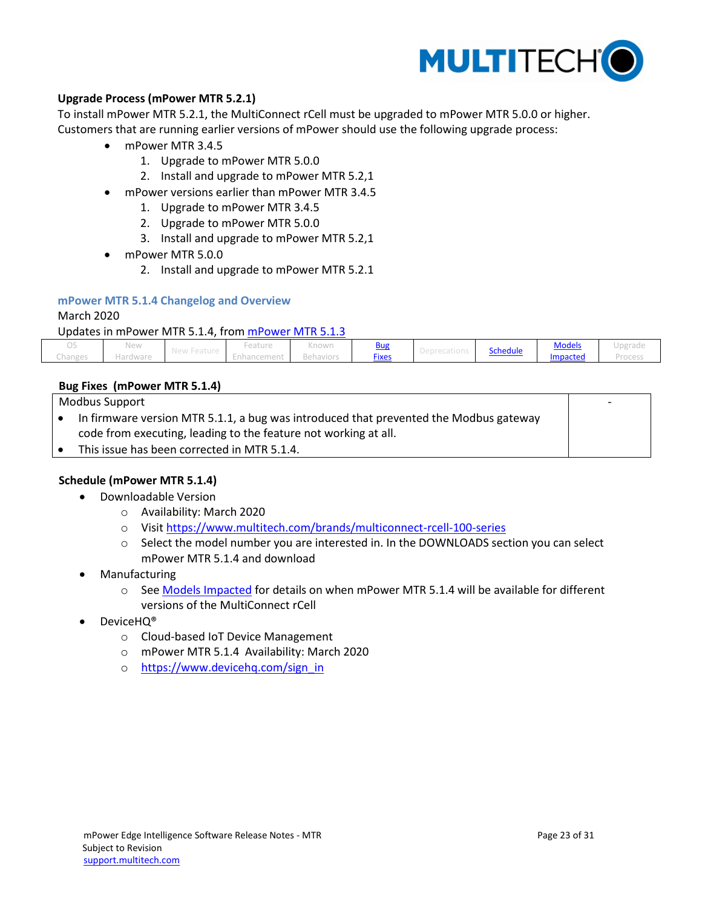**Upgrade Process (mPower MTR 5.2.1)**

To install mPower MTR 5.2.1, the MultiConnect rCell must be upgraded to mPower MTR 5.0.0 or higher. Customers that are running earlier versions of mPower should use the following upgrade process:

- mPower MTR 3.4.5
  1. Upgrade to mPower MTR 5.0.0
  2. Install and upgrade to mPower MTR 5.2,1
- mPower versions earlier than mPower MTR 3.4.5
  1. Upgrade to mPower MTR 3.4.5
  2. Upgrade to mPower MTR 5.0.0
  3. Install and upgrade to mPower MTR 5.2,1
- mPower MTR 5.0.0
  2. Install and upgrade to mPower MTR 5.2.1

## mPower MTR 5.1.4 Changelog and Overview

March 2020

Updates in mPower MTR 5.1.4, from mPower MTR 5.1.3

| OS Changes | New Hardware | New Feature | Feature Enhancement | Known Behaviors | Bug Fixes | Deprecations | Schedule | Models Impacted | Upgrade Process |
|---|---|---|---|---|---|---|---|---|---|

**Bug Fixes (mPower MTR 5.1.4)**

| Modbus Support<br>• In firmware version MTR 5.1.1, a bug was introduced that prevented the Modbus gateway code from executing, leading to the feature not working at all.<br>• This issue has been corrected in MTR 5.1.4. | - |
|---|---|

**Schedule (mPower MTR 5.1.4)**

- Downloadable Version
  - Availability: March 2020
  - Visit https://www.multitech.com/brands/multiconnect-rcell-100-series
  - Select the model number you are interested in. In the DOWNLOADS section you can select mPower MTR 5.1.4 and download
- Manufacturing
  - See Models Impacted for details on when mPower MTR 5.1.4 will be available for different versions of the MultiConnect rCell
- DeviceHQ®
  - Cloud-based IoT Device Management
  - mPower MTR 5.1.4 Availability: March 2020
  - https://www.devicehq.com/sign_in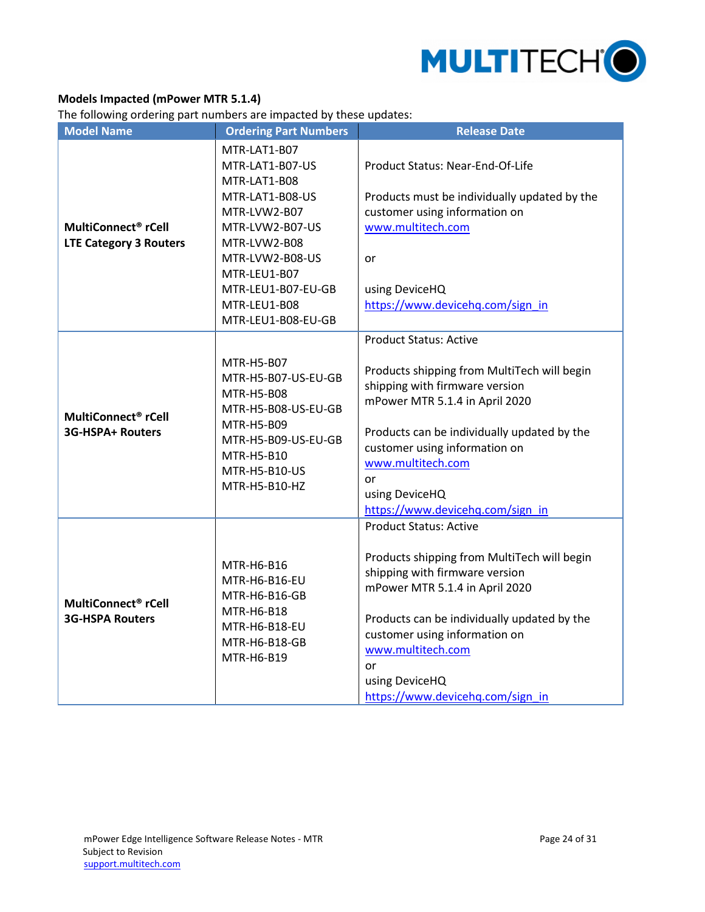**Models Impacted (mPower MTR 5.1.4)**

The following ordering part numbers are impacted by these updates:

| Model Name | Ordering Part Numbers | Release Date |
|---|---|---|
| **MultiConnect® rCell LTE Category 3 Routers** | MTR-LAT1-B07<br>MTR-LAT1-B07-US<br>MTR-LAT1-B08<br>MTR-LAT1-B08-US<br>MTR-LVW2-B07<br>MTR-LVW2-B07-US<br>MTR-LVW2-B08<br>MTR-LVW2-B08-US<br>MTR-LEU1-B07<br>MTR-LEU1-B07-EU-GB<br>MTR-LEU1-B08<br>MTR-LEU1-B08-EU-GB | Product Status: Near-End-Of-Life<br><br>Products must be individually updated by the customer using information on [www.multitech.com](www.multitech.com)<br><br>or<br><br>using DeviceHQ [https://www.devicehq.com/sign_in](https://www.devicehq.com/sign_in) |
| **MultiConnect® rCell 3G-HSPA+ Routers** | MTR-H5-B07<br>MTR-H5-B07-US-EU-GB<br>MTR-H5-B08<br>MTR-H5-B08-US-EU-GB<br>MTR-H5-B09<br>MTR-H5-B09-US-EU-GB<br>MTR-H5-B10<br>MTR-H5-B10-US<br>MTR-H5-B10-HZ | Product Status: Active<br><br>Products shipping from MultiTech will begin shipping with firmware version mPower MTR 5.1.4 in April 2020<br><br>Products can be individually updated by the customer using information on [www.multitech.com](www.multitech.com)<br>or<br>using DeviceHQ<br>[https://www.devicehq.com/sign_in](https://www.devicehq.com/sign_in) |
| **MultiConnect® rCell 3G-HSPA Routers** | MTR-H6-B16<br>MTR-H6-B16-EU<br>MTR-H6-B16-GB<br>MTR-H6-B18<br>MTR-H6-B18-EU<br>MTR-H6-B18-GB<br>MTR-H6-B19 | Product Status: Active<br><br>Products shipping from MultiTech will begin shipping with firmware version mPower MTR 5.1.4 in April 2020<br><br>Products can be individually updated by the customer using information on [www.multitech.com](www.multitech.com)<br>or<br>using DeviceHQ<br>[https://www.devicehq.com/sign_in](https://www.devicehq.com/sign_in) |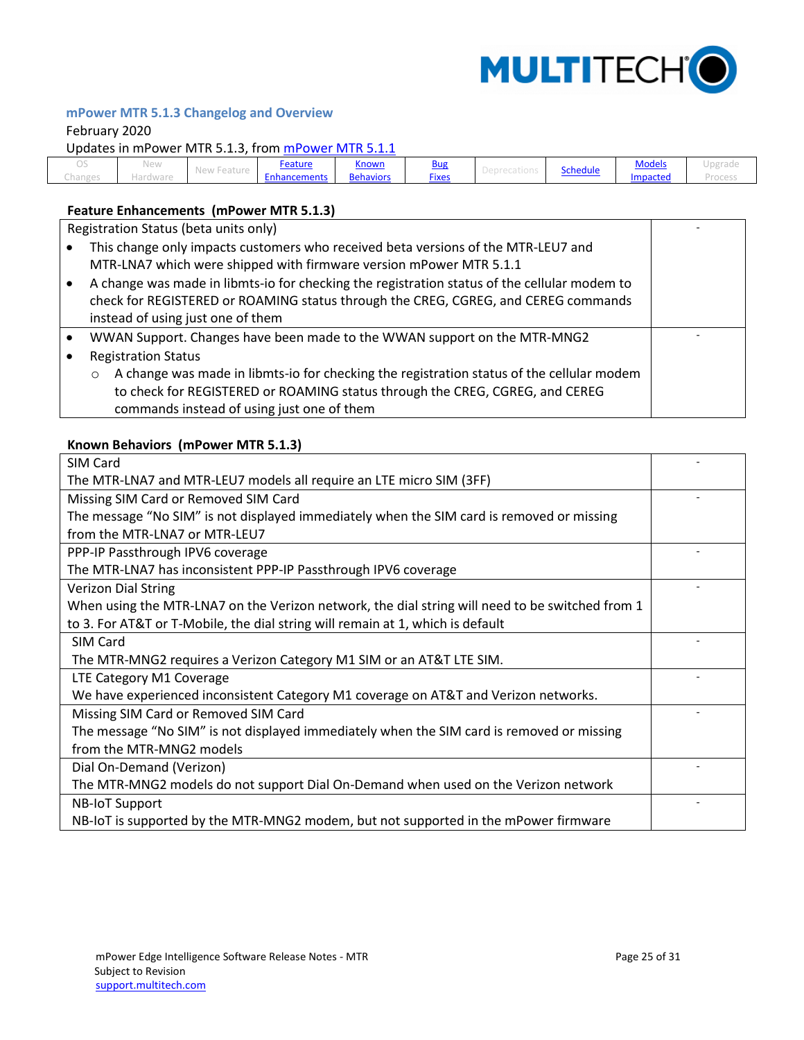## mPower MTR 5.1.3 Changelog and Overview

February 2020

Updates in mPower MTR 5.1.3, from mPower MTR 5.1.1

| OS Changes | New Hardware | New Feature | Feature Enhancements | Known Behaviors | Bug Fixes | Deprecations | Schedule | Models Impacted | Upgrade Process |
|---|---|---|---|---|---|---|---|---|---|

### Feature Enhancements (mPower MTR 5.1.3)

| Description | |
|---|---|
| Registration Status (beta units only)<br>• This change only impacts customers who received beta versions of the MTR-LEU7 and MTR-LNA7 which were shipped with firmware version mPower MTR 5.1.1<br>• A change was made in libmts-io for checking the registration status of the cellular modem to check for REGISTERED or ROAMING status through the CREG, CGREG, and CEREG commands instead of using just one of them | - |
| • WWAN Support. Changes have been made to the WWAN support on the MTR-MNG2<br>• Registration Status<br>  ○ A change was made in libmts-io for checking the registration status of the cellular modem to check for REGISTERED or ROAMING status through the CREG, CGREG, and CEREG commands instead of using just one of them | - |

### Known Behaviors (mPower MTR 5.1.3)

| Description | |
|---|---|
| SIM Card<br>The MTR-LNA7 and MTR-LEU7 models all require an LTE micro SIM (3FF) | - |
| Missing SIM Card or Removed SIM Card<br>The message “No SIM” is not displayed immediately when the SIM card is removed or missing from the MTR-LNA7 or MTR-LEU7 | - |
| PPP-IP Passthrough IPV6 coverage<br>The MTR-LNA7 has inconsistent PPP-IP Passthrough IPV6 coverage | - |
| Verizon Dial String<br>When using the MTR-LNA7 on the Verizon network, the dial string will need to be switched from 1 to 3. For AT&T or T-Mobile, the dial string will remain at 1, which is default | - |
| SIM Card<br>The MTR-MNG2 requires a Verizon Category M1 SIM or an AT&T LTE SIM. | - |
| LTE Category M1 Coverage<br>We have experienced inconsistent Category M1 coverage on AT&T and Verizon networks. | - |
| Missing SIM Card or Removed SIM Card<br>The message “No SIM” is not displayed immediately when the SIM card is removed or missing from the MTR-MNG2 models | - |
| Dial On-Demand (Verizon)<br>The MTR-MNG2 models do not support Dial On-Demand when used on the Verizon network | - |
| NB-IoT Support<br>NB-IoT is supported by the MTR-MNG2 modem, but not supported in the mPower firmware | - |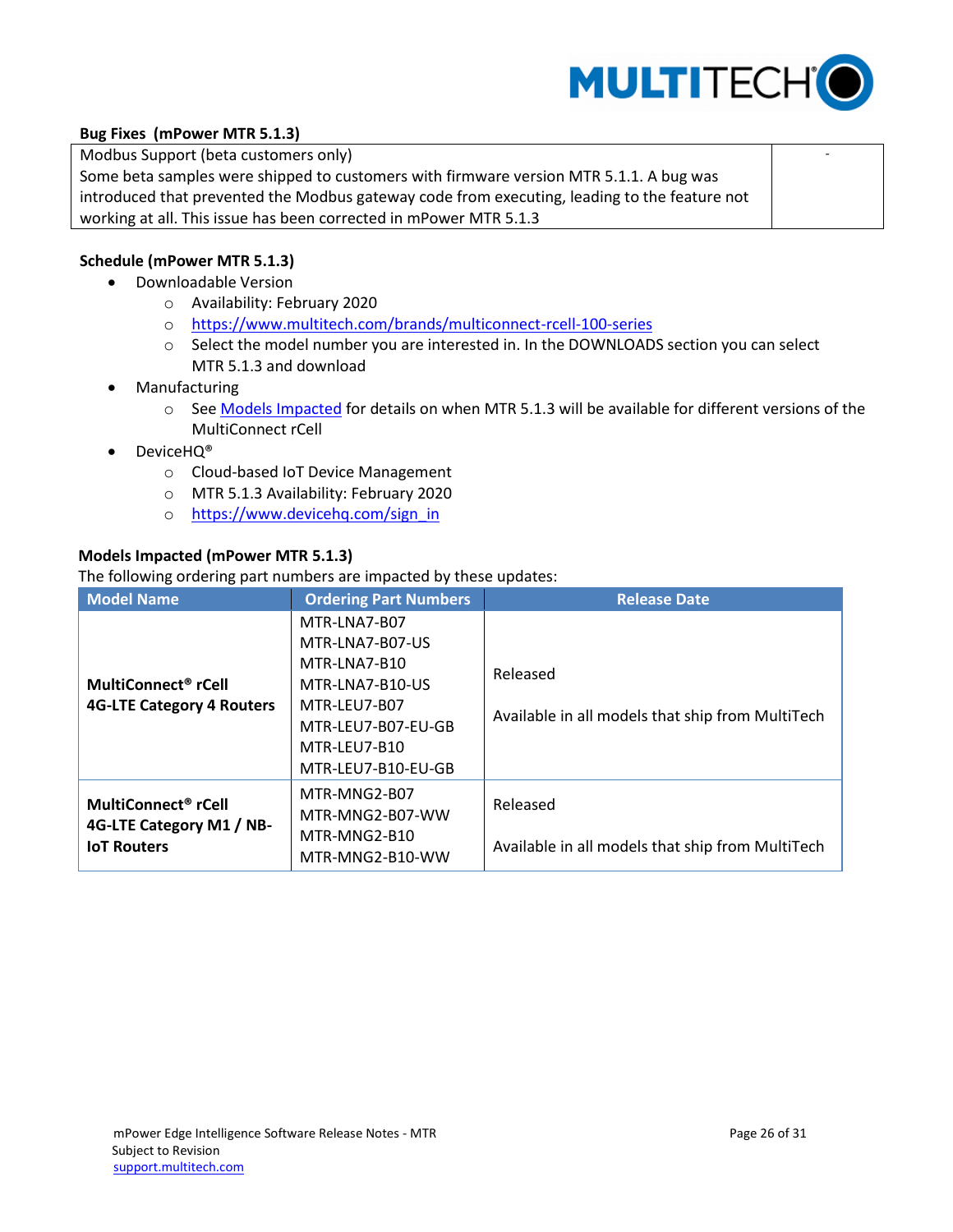**Bug Fixes (mPower MTR 5.1.3)**

| | |
|---|---|
| Modbus Support (beta customers only)<br>Some beta samples were shipped to customers with firmware version MTR 5.1.1. A bug was introduced that prevented the Modbus gateway code from executing, leading to the feature not working at all. This issue has been corrected in mPower MTR 5.1.3 | - |

**Schedule (mPower MTR 5.1.3)**

- Downloadable Version
  - Availability: February 2020
  - https://www.multitech.com/brands/multiconnect-rcell-100-series
  - Select the model number you are interested in. In the DOWNLOADS section you can select MTR 5.1.3 and download
- Manufacturing
  - See Models Impacted for details on when MTR 5.1.3 will be available for different versions of the MultiConnect rCell
- DeviceHQ®
  - Cloud-based IoT Device Management
  - MTR 5.1.3 Availability: February 2020
  - https://www.devicehq.com/sign_in

**Models Impacted (mPower MTR 5.1.3)**

The following ordering part numbers are impacted by these updates:

| Model Name | Ordering Part Numbers | Release Date |
|---|---|---|
| **MultiConnect® rCell 4G-LTE Category 4 Routers** | MTR-LNA7-B07<br>MTR-LNA7-B07-US<br>MTR-LNA7-B10<br>MTR-LNA7-B10-US<br>MTR-LEU7-B07<br>MTR-LEU7-B07-EU-GB<br>MTR-LEU7-B10<br>MTR-LEU7-B10-EU-GB | Released<br><br>Available in all models that ship from MultiTech |
| **MultiConnect® rCell 4G-LTE Category M1 / NB-IoT Routers** | MTR-MNG2-B07<br>MTR-MNG2-B07-WW<br>MTR-MNG2-B10<br>MTR-MNG2-B10-WW | Released<br><br>Available in all models that ship from MultiTech |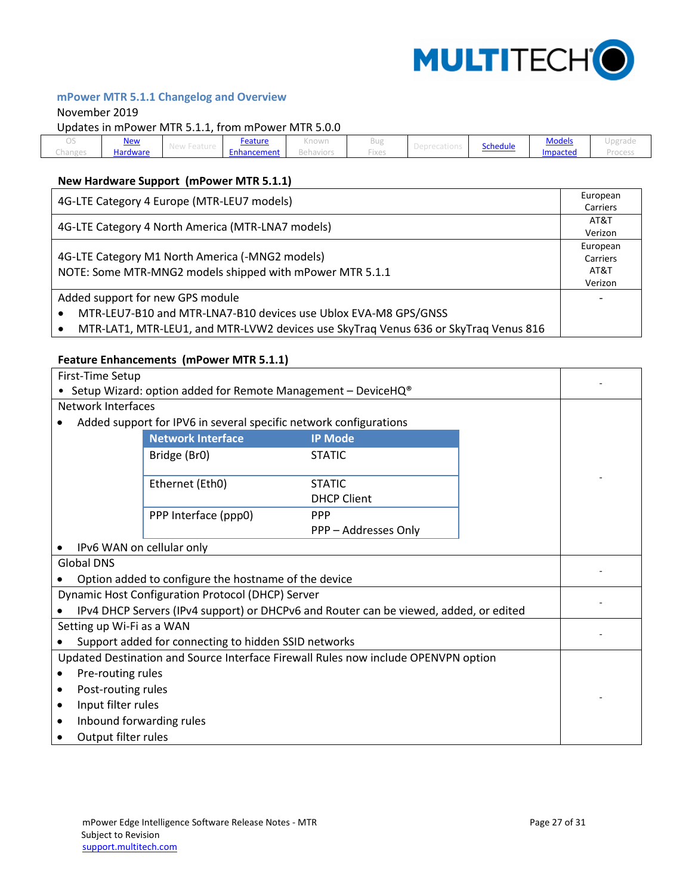mPower MTR 5.1.1 Changelog and Overview

November 2019

Updates in mPower MTR 5.1.1, from mPower MTR 5.0.0

| OS Changes | New Hardware | New Feature | Feature Enhancement | Known Behaviors | Bug Fixes | Deprecations | Schedule | Models Impacted | Upgrade Process |
|---|---|---|---|---|---|---|---|---|---|

### New Hardware Support (mPower MTR 5.1.1)

| | |
|---|---|
| 4G-LTE Category 4 Europe (MTR-LEU7 models) | European Carriers |
| 4G-LTE Category 4 North America (MTR-LNA7 models) | AT&T Verizon |
| 4G-LTE Category M1 North America (-MNG2 models)<br>NOTE: Some MTR-MNG2 models shipped with mPower MTR 5.1.1 | European Carriers AT&T Verizon |
| Added support for new GPS module<br>• MTR-LEU7-B10 and MTR-LNA7-B10 devices use Ublox EVA-M8 GPS/GNSS<br>• MTR-LAT1, MTR-LEU1, and MTR-LVW2 devices use SkyTraq Venus 636 or SkyTraq Venus 816 | - |

### Feature Enhancements (mPower MTR 5.1.1)

First-Time Setup

- Setup Wizard: option added for Remote Management – DeviceHQ®

Network Interfaces

- Added support for IPV6 in several specific network configurations

| Network Interface | IP Mode |
|---|---|
| Bridge (Br0) | STATIC |
| Ethernet (Eth0) | STATIC<br>DHCP Client |
| PPP Interface (ppp0) | PPP<br>PPP – Addresses Only |

- IPv6 WAN on cellular only

Global DNS

- Option added to configure the hostname of the device

Dynamic Host Configuration Protocol (DHCP) Server

- IPv4 DHCP Servers (IPv4 support) or DHCPv6 and Router can be viewed, added, or edited

Setting up Wi-Fi as a WAN

- Support added for connecting to hidden SSID networks

Updated Destination and Source Interface Firewall Rules now include OPENVPN option

- Pre-routing rules
- Post-routing rules
- Input filter rules
- Inbound forwarding rules
- Output filter rules

mPower Edge Intelligence Software Release Notes - MTR
Subject to Revision
support.multitech.com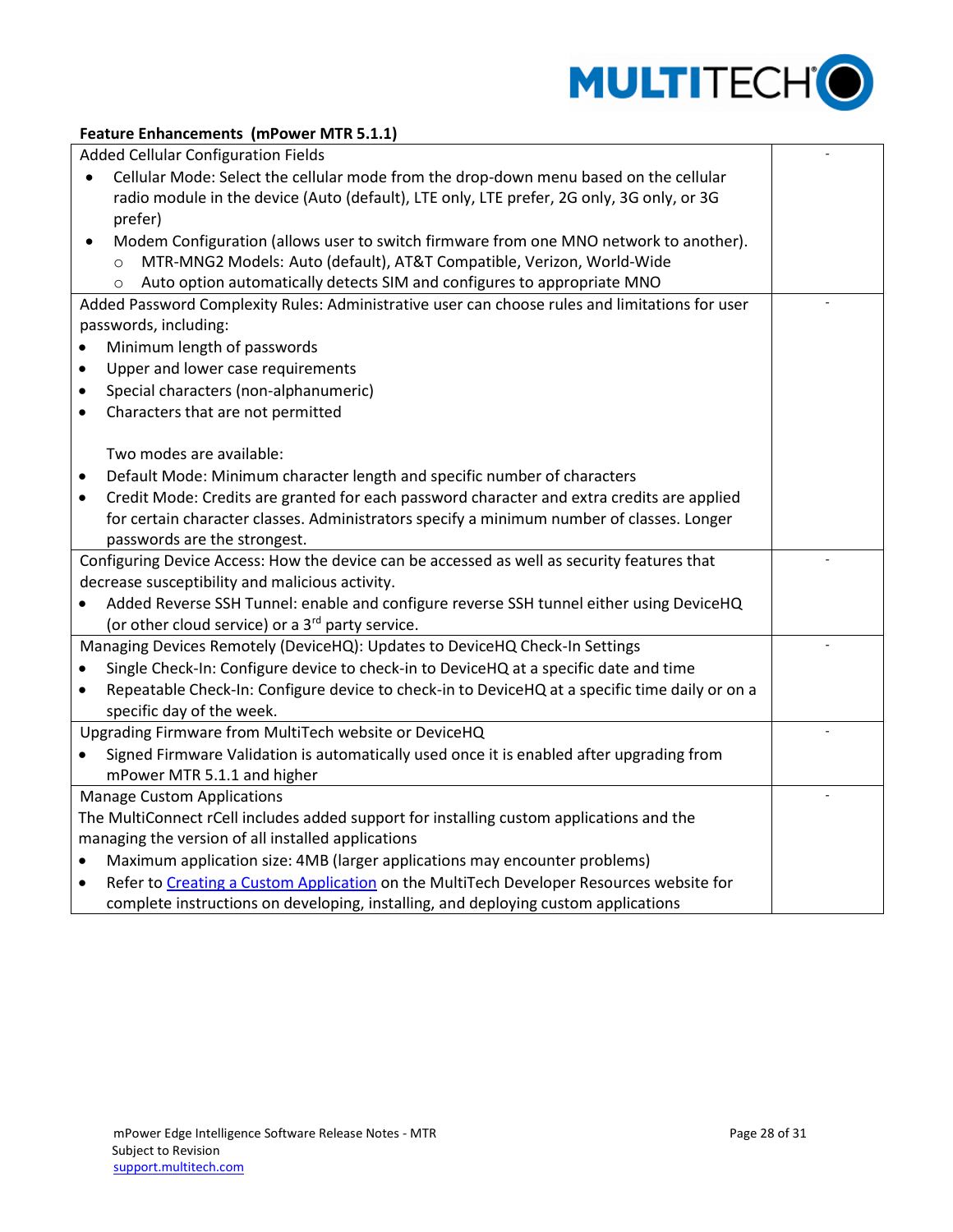**Feature Enhancements (mPower MTR 5.1.1)**

| | |
|---|---|
| Added Cellular Configuration Fields<br>• Cellular Mode: Select the cellular mode from the drop-down menu based on the cellular radio module in the device (Auto (default), LTE only, LTE prefer, 2G only, 3G only, or 3G prefer)<br>• Modem Configuration (allows user to switch firmware from one MNO network to another).<br>  ○ MTR-MNG2 Models: Auto (default), AT&T Compatible, Verizon, World-Wide<br>  ○ Auto option automatically detects SIM and configures to appropriate MNO | - |
| Added Password Complexity Rules: Administrative user can choose rules and limitations for user passwords, including:<br>• Minimum length of passwords<br>• Upper and lower case requirements<br>• Special characters (non-alphanumeric)<br>• Characters that are not permitted<br><br>Two modes are available:<br>• Default Mode: Minimum character length and specific number of characters<br>• Credit Mode: Credits are granted for each password character and extra credits are applied for certain character classes. Administrators specify a minimum number of classes. Longer passwords are the strongest. | - |
| Configuring Device Access: How the device can be accessed as well as security features that decrease susceptibility and malicious activity.<br>• Added Reverse SSH Tunnel: enable and configure reverse SSH tunnel either using DeviceHQ (or other cloud service) or a 3rd party service. | - |
| Managing Devices Remotely (DeviceHQ): Updates to DeviceHQ Check-In Settings<br>• Single Check-In: Configure device to check-in to DeviceHQ at a specific date and time<br>• Repeatable Check-In: Configure device to check-in to DeviceHQ at a specific time daily or on a specific day of the week. | - |
| Upgrading Firmware from MultiTech website or DeviceHQ<br>• Signed Firmware Validation is automatically used once it is enabled after upgrading from mPower MTR 5.1.1 and higher | - |
| Manage Custom Applications<br>The MultiConnect rCell includes added support for installing custom applications and the managing the version of all installed applications<br>• Maximum application size: 4MB (larger applications may encounter problems)<br>• Refer to Creating a Custom Application on the MultiTech Developer Resources website for complete instructions on developing, installing, and deploying custom applications | - |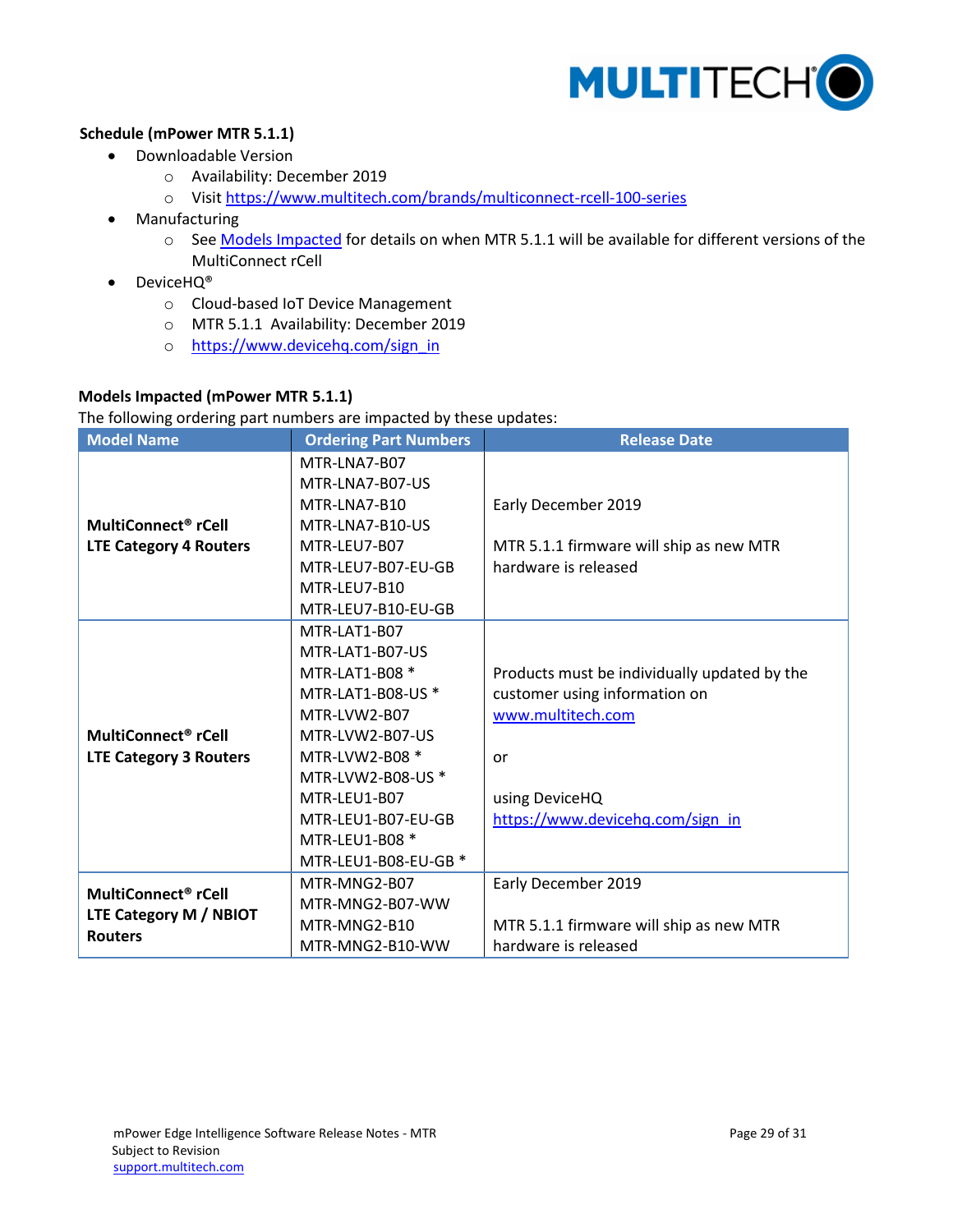**Schedule (mPower MTR 5.1.1)**

- Downloadable Version
  - Availability: December 2019
  - Visit [https://www.multitech.com/brands/multiconnect-rcell-100-series](https://www.multitech.com/brands/multiconnect-rcell-100-series)
- Manufacturing
  - See [Models Impacted](#) for details on when MTR 5.1.1 will be available for different versions of the MultiConnect rCell
- DeviceHQ®
  - Cloud-based IoT Device Management
  - MTR 5.1.1 Availability: December 2019
  - [https://www.devicehq.com/sign_in](https://www.devicehq.com/sign_in)

**Models Impacted (mPower MTR 5.1.1)**

The following ordering part numbers are impacted by these updates:

| Model Name | Ordering Part Numbers | Release Date |
|---|---|---|
| **MultiConnect® rCell LTE Category 4 Routers** | MTR-LNA7-B07<br>MTR-LNA7-B07-US<br>MTR-LNA7-B10<br>MTR-LNA7-B10-US<br>MTR-LEU7-B07<br>MTR-LEU7-B07-EU-GB<br>MTR-LEU7-B10<br>MTR-LEU7-B10-EU-GB | Early December 2019<br><br>MTR 5.1.1 firmware will ship as new MTR hardware is released |
| **MultiConnect® rCell LTE Category 3 Routers** | MTR-LAT1-B07<br>MTR-LAT1-B07-US<br>MTR-LAT1-B08 *<br>MTR-LAT1-B08-US *<br>MTR-LVW2-B07<br>MTR-LVW2-B07-US<br>MTR-LVW2-B08 *<br>MTR-LVW2-B08-US *<br>MTR-LEU1-B07<br>MTR-LEU1-B07-EU-GB<br>MTR-LEU1-B08 *<br>MTR-LEU1-B08-EU-GB * | Products must be individually updated by the customer using information on [www.multitech.com](http://www.multitech.com)<br><br>or<br><br>using DeviceHQ<br>[https://www.devicehq.com/sign_in](https://www.devicehq.com/sign_in) |
| **MultiConnect® rCell LTE Category M / NBIOT Routers** | MTR-MNG2-B07<br>MTR-MNG2-B07-WW<br>MTR-MNG2-B10<br>MTR-MNG2-B10-WW | Early December 2019<br><br>MTR 5.1.1 firmware will ship as new MTR hardware is released |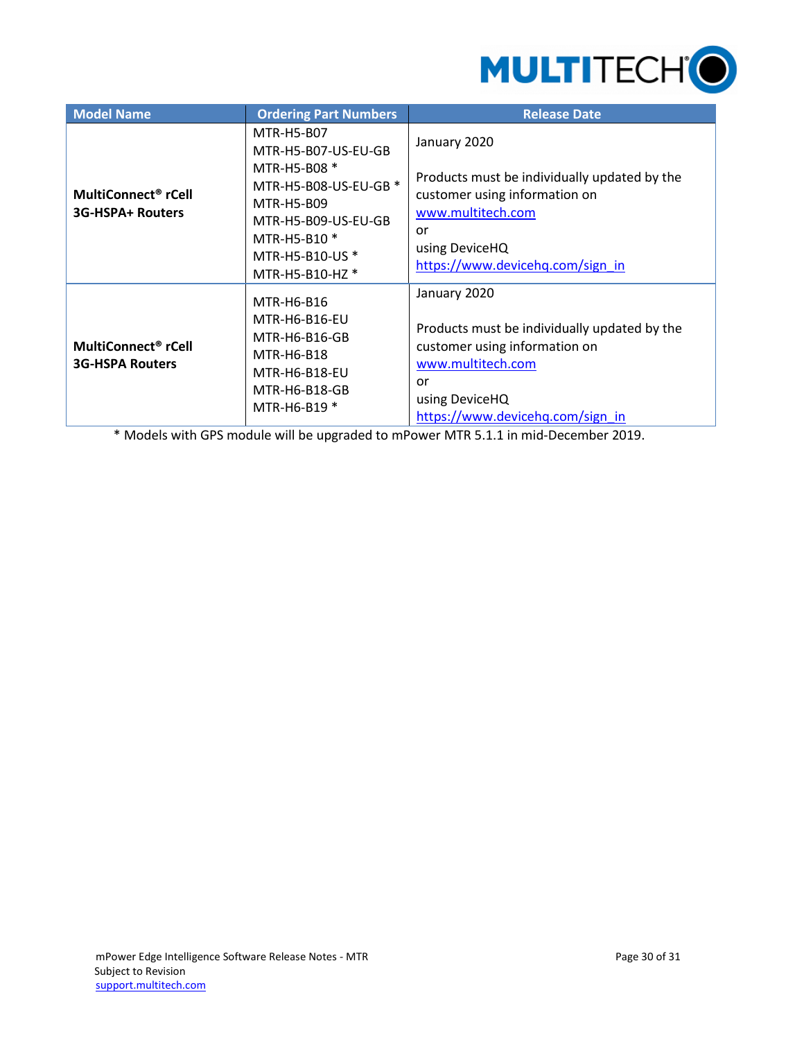| Model Name | Ordering Part Numbers | Release Date |
|---|---|---|
| **MultiConnect® rCell 3G-HSPA+ Routers** | MTR-H5-B07<br>MTR-H5-B07-US-EU-GB<br>MTR-H5-B08 *<br>MTR-H5-B08-US-EU-GB *<br>MTR-H5-B09<br>MTR-H5-B09-US-EU-GB<br>MTR-H5-B10 *<br>MTR-H5-B10-US *<br>MTR-H5-B10-HZ * | January 2020<br><br>Products must be individually updated by the customer using information on [www.multitech.com](http://www.multitech.com)<br>or<br>using DeviceHQ<br>[https://www.devicehq.com/sign_in](https://www.devicehq.com/sign_in) |
| **MultiConnect® rCell 3G-HSPA Routers** | MTR-H6-B16<br>MTR-H6-B16-EU<br>MTR-H6-B16-GB<br>MTR-H6-B18<br>MTR-H6-B18-EU<br>MTR-H6-B18-GB<br>MTR-H6-B19 * | January 2020<br><br>Products must be individually updated by the customer using information on [www.multitech.com](http://www.multitech.com)<br>or<br>using DeviceHQ<br>[https://www.devicehq.com/sign_in](https://www.devicehq.com/sign_in) |

* Models with GPS module will be upgraded to mPower MTR 5.1.1 in mid-December 2019.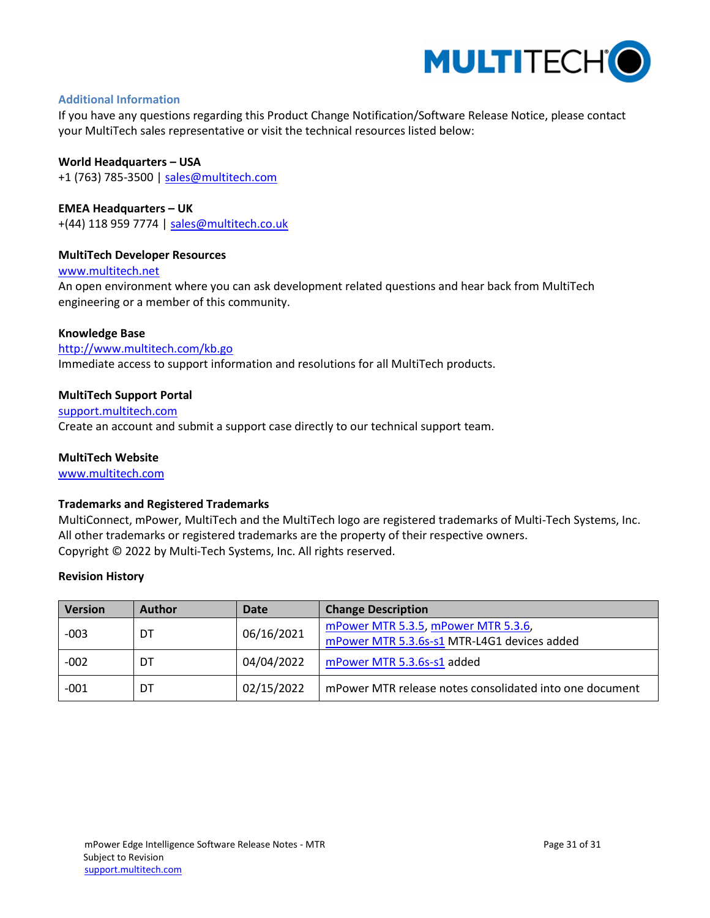## Additional Information

If you have any questions regarding this Product Change Notification/Software Release Notice, please contact your MultiTech sales representative or visit the technical resources listed below:

**World Headquarters – USA**
+1 (763) 785-3500 | sales@multitech.com

**EMEA Headquarters – UK**
+(44) 118 959 7774 | sales@multitech.co.uk

**MultiTech Developer Resources**
www.multitech.net
An open environment where you can ask development related questions and hear back from MultiTech engineering or a member of this community.

**Knowledge Base**
http://www.multitech.com/kb.go
Immediate access to support information and resolutions for all MultiTech products.

**MultiTech Support Portal**
support.multitech.com
Create an account and submit a support case directly to our technical support team.

**MultiTech Website**
www.multitech.com

**Trademarks and Registered Trademarks**
MultiConnect, mPower, MultiTech and the MultiTech logo are registered trademarks of Multi-Tech Systems, Inc. All other trademarks or registered trademarks are the property of their respective owners.
Copyright © 2022 by Multi-Tech Systems, Inc. All rights reserved.

**Revision History**

| Version | Author | Date | Change Description |
|---|---|---|---|
| -003 | DT | 06/16/2021 | mPower MTR 5.3.5, mPower MTR 5.3.6, mPower MTR 5.3.6s-s1 MTR-L4G1 devices added |
| -002 | DT | 04/04/2022 | mPower MTR 5.3.6s-s1 added |
| -001 | DT | 02/15/2022 | mPower MTR release notes consolidated into one document |